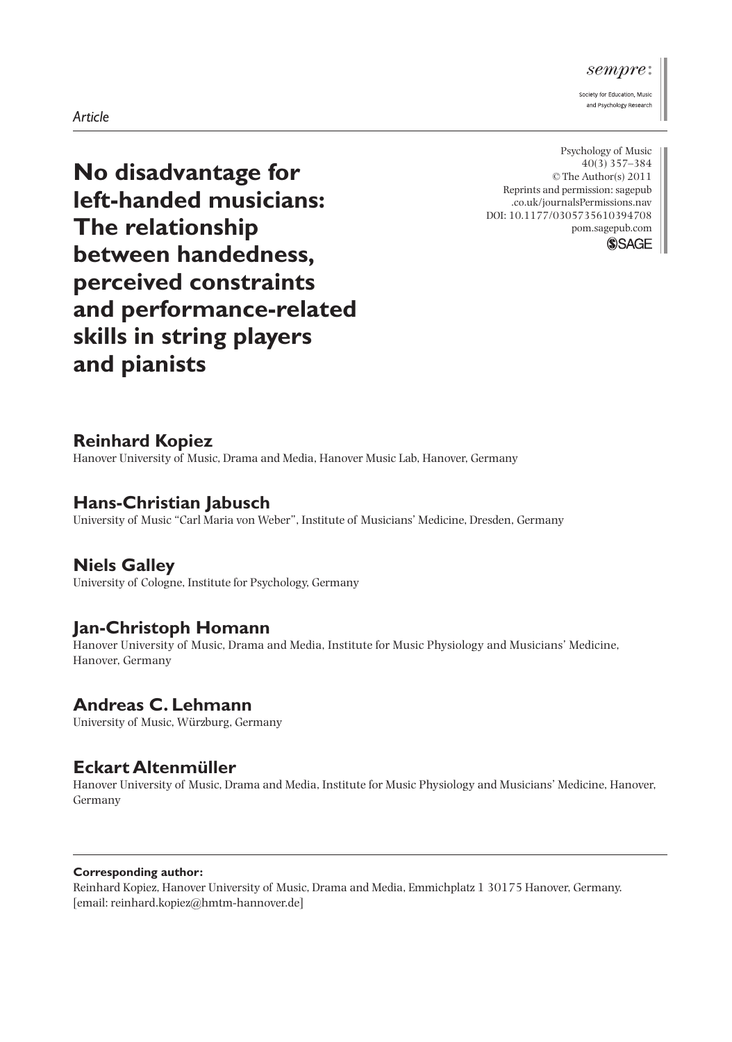*Article*

# No disadvantage for left-handed musicians: The relationship between handedness, perceived constraints and performance-related skills in string players and pianists

Psychology of Music
40(3) 357–384
© The Author(s) 2011
Reprints and permission: sagepub.co.uk/journalsPermissions.nav
DOI: 10.1177/0305735610394708
pom.sagepub.com

**Reinhard Kopiez**
Hanover University of Music, Drama and Media, Hanover Music Lab, Hanover, Germany

**Hans-Christian Jabusch**
University of Music "Carl Maria von Weber", Institute of Musicians' Medicine, Dresden, Germany

**Niels Galley**
University of Cologne, Institute for Psychology, Germany

**Jan-Christoph Homann**
Hanover University of Music, Drama and Media, Institute for Music Physiology and Musicians' Medicine, Hanover, Germany

**Andreas C. Lehmann**
University of Music, Würzburg, Germany

**Eckart Altenmüller**
Hanover University of Music, Drama and Media, Institute for Music Physiology and Musicians' Medicine, Hanover, Germany

**Corresponding author:**
Reinhard Kopiez, Hanover University of Music, Drama and Media, Emmichplatz 1 30175 Hanover, Germany.
[email: reinhard.kopiez@hmtm-hannover.de]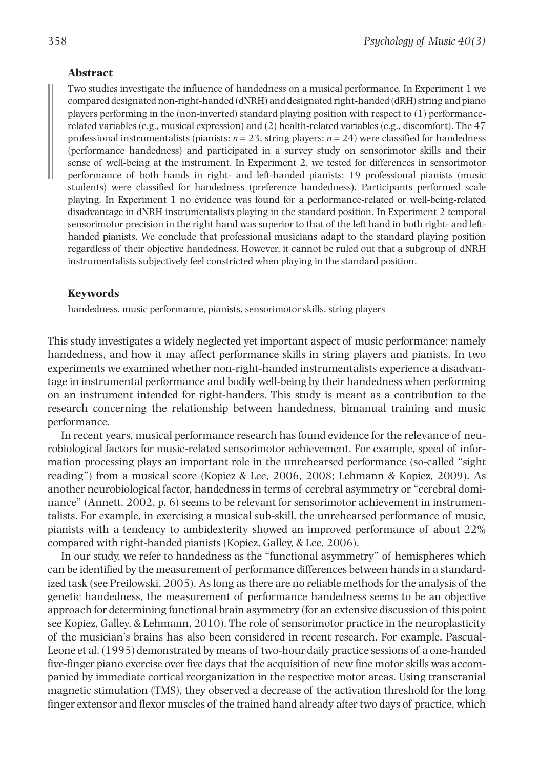## Abstract

Two studies investigate the influence of handedness on a musical performance. In Experiment 1 we compared designated non-right-handed (dNRH) and designated right-handed (dRH) string and piano players performing in the (non-inverted) standard playing position with respect to (1) performance-related variables (e.g., musical expression) and (2) health-related variables (e.g., discomfort). The 47 professional instrumentalists (pianists: $n = 23$, string players: $n = 24$) were classified for handedness (performance handedness) and participated in a survey study on sensorimotor skills and their sense of well-being at the instrument. In Experiment 2, we tested for differences in sensorimotor performance of both hands in right- and left-handed pianists: 19 professional pianists (music students) were classified for handedness (preference handedness). Participants performed scale playing. In Experiment 1 no evidence was found for a performance-related or well-being-related disadvantage in dNRH instrumentalists playing in the standard position. In Experiment 2 temporal sensorimotor precision in the right hand was superior to that of the left hand in both right- and left-handed pianists. We conclude that professional musicians adapt to the standard playing position regardless of their objective handedness. However, it cannot be ruled out that a subgroup of dNRH instrumentalists subjectively feel constricted when playing in the standard position.

## Keywords

handedness, music performance, pianists, sensorimotor skills, string players

This study investigates a widely neglected yet important aspect of music performance: namely handedness, and how it may affect performance skills in string players and pianists. In two experiments we examined whether non-right-handed instrumentalists experience a disadvantage in instrumental performance and bodily well-being by their handedness when performing on an instrument intended for right-handers. This study is meant as a contribution to the research concerning the relationship between handedness, bimanual training and music performance.

In recent years, musical performance research has found evidence for the relevance of neurobiological factors for music-related sensorimotor achievement. For example, speed of information processing plays an important role in the unrehearsed performance (so-called "sight reading") from a musical score (Kopiez & Lee, 2006, 2008; Lehmann & Kopiez, 2009). As another neurobiological factor, handedness in terms of cerebral asymmetry or "cerebral dominance" (Annett, 2002, p. 6) seems to be relevant for sensorimotor achievement in instrumentalists. For example, in exercising a musical sub-skill, the unrehearsed performance of music, pianists with a tendency to ambidexterity showed an improved performance of about 22% compared with right-handed pianists (Kopiez, Galley, & Lee, 2006).

In our study, we refer to handedness as the "functional asymmetry" of hemispheres which can be identified by the measurement of performance differences between hands in a standardized task (see Preilowski, 2005). As long as there are no reliable methods for the analysis of the genetic handedness, the measurement of performance handedness seems to be an objective approach for determining functional brain asymmetry (for an extensive discussion of this point see Kopiez, Galley, & Lehmann, 2010). The role of sensorimotor practice in the neuroplasticity of the musician's brains has also been considered in recent research. For example, Pascual-Leone et al. (1995) demonstrated by means of two-hour daily practice sessions of a one-handed five-finger piano exercise over five days that the acquisition of new fine motor skills was accompanied by immediate cortical reorganization in the respective motor areas. Using transcranial magnetic stimulation (TMS), they observed a decrease of the activation threshold for the long finger extensor and flexor muscles of the trained hand already after two days of practice, which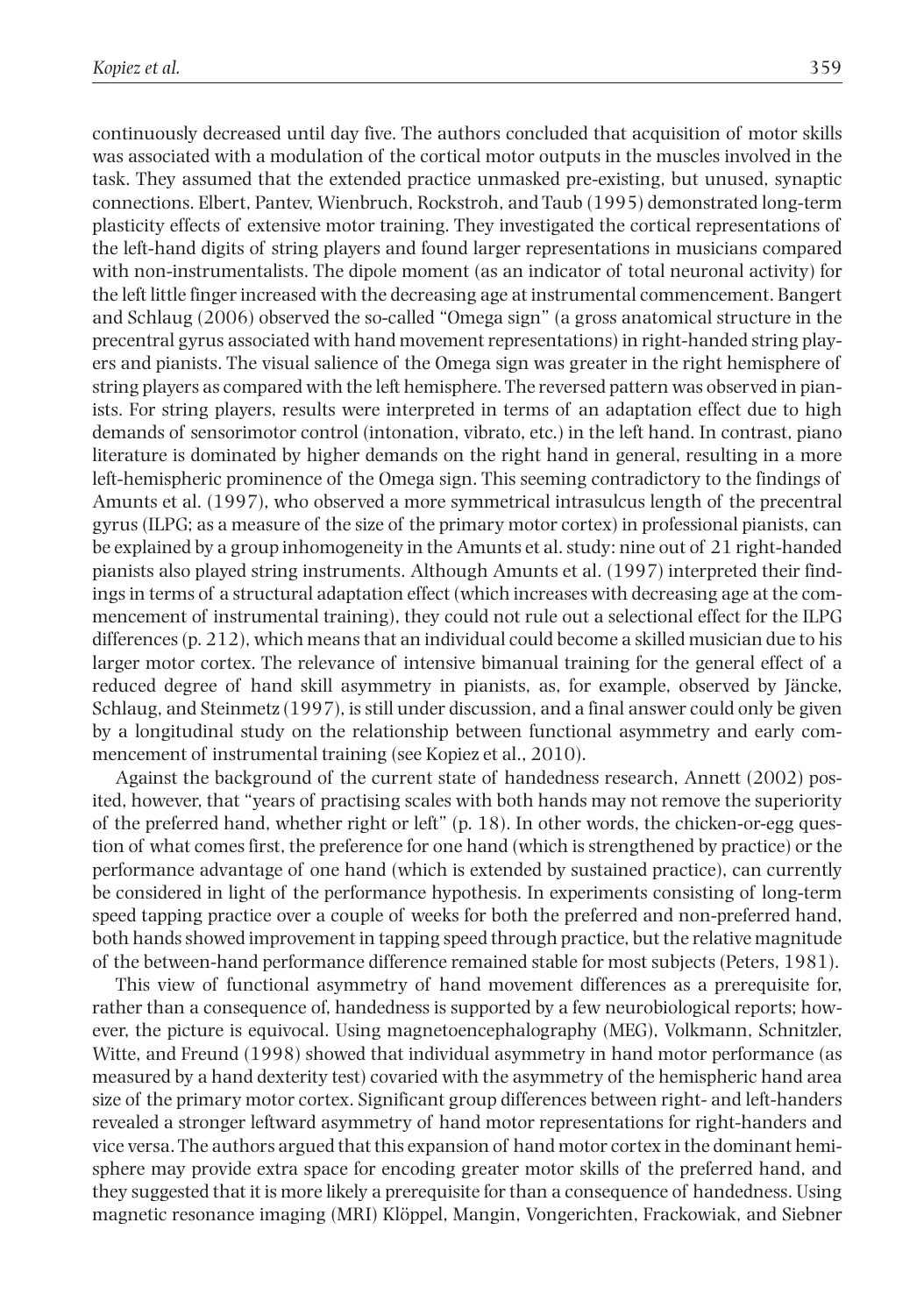continuously decreased until day five. The authors concluded that acquisition of motor skills was associated with a modulation of the cortical motor outputs in the muscles involved in the task. They assumed that the extended practice unmasked pre-existing, but unused, synaptic connections. Elbert, Pantev, Wienbruch, Rockstroh, and Taub (1995) demonstrated long-term plasticity effects of extensive motor training. They investigated the cortical representations of the left-hand digits of string players and found larger representations in musicians compared with non-instrumentalists. The dipole moment (as an indicator of total neuronal activity) for the left little finger increased with the decreasing age at instrumental commencement. Bangert and Schlaug (2006) observed the so-called "Omega sign" (a gross anatomical structure in the precentral gyrus associated with hand movement representations) in right-handed string players and pianists. The visual salience of the Omega sign was greater in the right hemisphere of string players as compared with the left hemisphere. The reversed pattern was observed in pianists. For string players, results were interpreted in terms of an adaptation effect due to high demands of sensorimotor control (intonation, vibrato, etc.) in the left hand. In contrast, piano literature is dominated by higher demands on the right hand in general, resulting in a more left-hemispheric prominence of the Omega sign. This seeming contradictory to the findings of Amunts et al. (1997), who observed a more symmetrical intrasulcus length of the precentral gyrus (ILPG; as a measure of the size of the primary motor cortex) in professional pianists, can be explained by a group inhomogeneity in the Amunts et al. study: nine out of 21 right-handed pianists also played string instruments. Although Amunts et al. (1997) interpreted their findings in terms of a structural adaptation effect (which increases with decreasing age at the commencement of instrumental training), they could not rule out a selectional effect for the ILPG differences (p. 212), which means that an individual could become a skilled musician due to his larger motor cortex. The relevance of intensive bimanual training for the general effect of a reduced degree of hand skill asymmetry in pianists, as, for example, observed by Jäncke, Schlaug, and Steinmetz (1997), is still under discussion, and a final answer could only be given by a longitudinal study on the relationship between functional asymmetry and early commencement of instrumental training (see Kopiez et al., 2010).

Against the background of the current state of handedness research, Annett (2002) posited, however, that "years of practising scales with both hands may not remove the superiority of the preferred hand, whether right or left" (p. 18). In other words, the chicken-or-egg question of what comes first, the preference for one hand (which is strengthened by practice) or the performance advantage of one hand (which is extended by sustained practice), can currently be considered in light of the performance hypothesis. In experiments consisting of long-term speed tapping practice over a couple of weeks for both the preferred and non-preferred hand, both hands showed improvement in tapping speed through practice, but the relative magnitude of the between-hand performance difference remained stable for most subjects (Peters, 1981).

This view of functional asymmetry of hand movement differences as a prerequisite for, rather than a consequence of, handedness is supported by a few neurobiological reports; however, the picture is equivocal. Using magnetoencephalography (MEG), Volkmann, Schnitzler, Witte, and Freund (1998) showed that individual asymmetry in hand motor performance (as measured by a hand dexterity test) covaried with the asymmetry of the hemispheric hand area size of the primary motor cortex. Significant group differences between right- and left-handers revealed a stronger leftward asymmetry of hand motor representations for right-handers and vice versa. The authors argued that this expansion of hand motor cortex in the dominant hemisphere may provide extra space for encoding greater motor skills of the preferred hand, and they suggested that it is more likely a prerequisite for than a consequence of handedness. Using magnetic resonance imaging (MRI) Klöppel, Mangin, Vongerichten, Frackowiak, and Siebner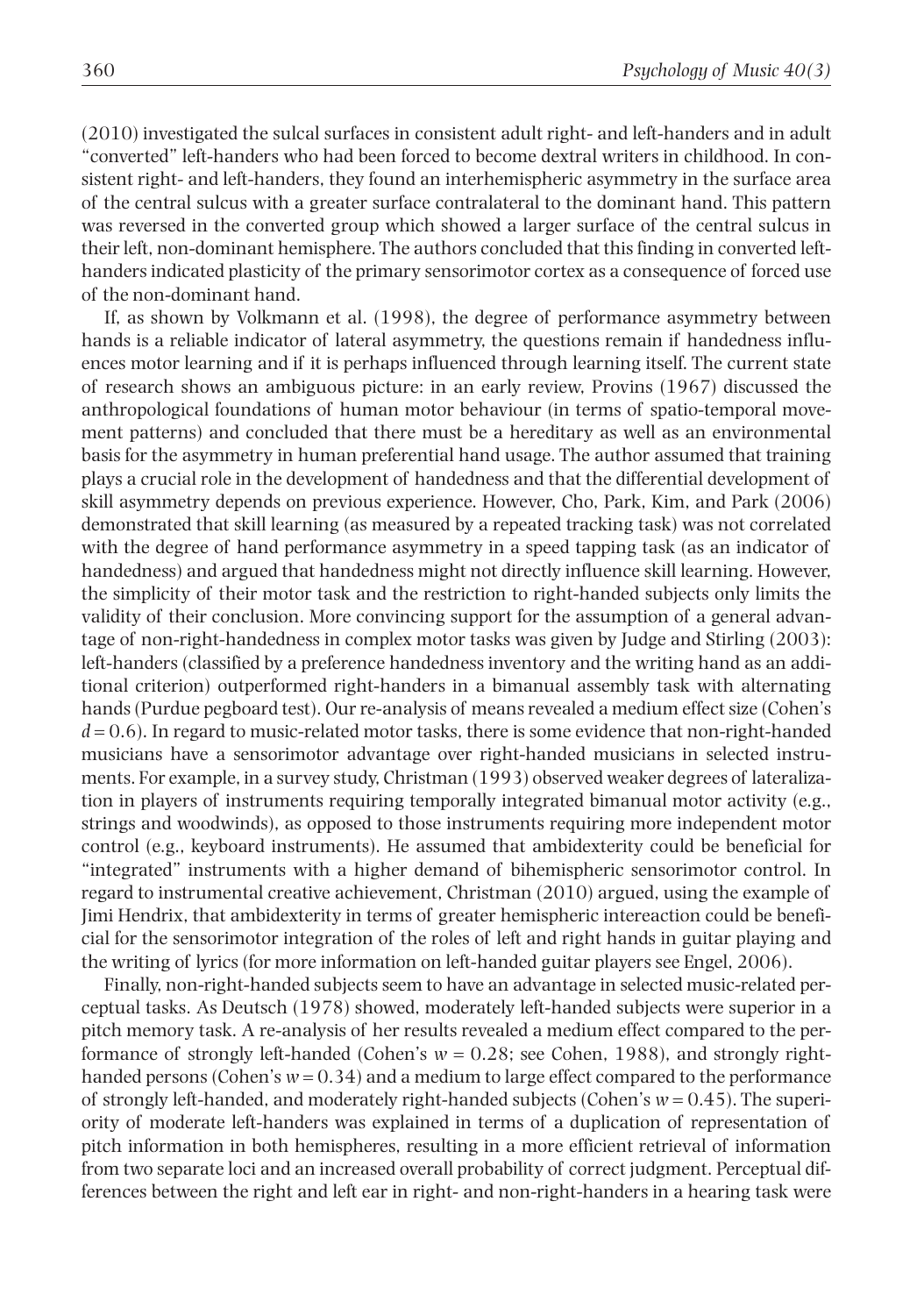(2010) investigated the sulcal surfaces in consistent adult right- and left-handers and in adult "converted" left-handers who had been forced to become dextral writers in childhood. In consistent right- and left-handers, they found an interhemispheric asymmetry in the surface area of the central sulcus with a greater surface contralateral to the dominant hand. This pattern was reversed in the converted group which showed a larger surface of the central sulcus in their left, non-dominant hemisphere. The authors concluded that this finding in converted left-handers indicated plasticity of the primary sensorimotor cortex as a consequence of forced use of the non-dominant hand.

If, as shown by Volkmann et al. (1998), the degree of performance asymmetry between hands is a reliable indicator of lateral asymmetry, the questions remain if handedness influences motor learning and if it is perhaps influenced through learning itself. The current state of research shows an ambiguous picture: in an early review, Provins (1967) discussed the anthropological foundations of human motor behaviour (in terms of spatio-temporal movement patterns) and concluded that there must be a hereditary as well as an environmental basis for the asymmetry in human preferential hand usage. The author assumed that training plays a crucial role in the development of handedness and that the differential development of skill asymmetry depends on previous experience. However, Cho, Park, Kim, and Park (2006) demonstrated that skill learning (as measured by a repeated tracking task) was not correlated with the degree of hand performance asymmetry in a speed tapping task (as an indicator of handedness) and argued that handedness might not directly influence skill learning. However, the simplicity of their motor task and the restriction to right-handed subjects only limits the validity of their conclusion. More convincing support for the assumption of a general advantage of non-right-handedness in complex motor tasks was given by Judge and Stirling (2003): left-handers (classified by a preference handedness inventory and the writing hand as an additional criterion) outperformed right-handers in a bimanual assembly task with alternating hands (Purdue pegboard test). Our re-analysis of means revealed a medium effect size (Cohen's $d = 0.6$). In regard to music-related motor tasks, there is some evidence that non-right-handed musicians have a sensorimotor advantage over right-handed musicians in selected instruments. For example, in a survey study, Christman (1993) observed weaker degrees of lateralization in players of instruments requiring temporally integrated bimanual motor activity (e.g., strings and woodwinds), as opposed to those instruments requiring more independent motor control (e.g., keyboard instruments). He assumed that ambidexterity could be beneficial for "integrated" instruments with a higher demand of bihemispheric sensorimotor control. In regard to instrumental creative achievement, Christman (2010) argued, using the example of Jimi Hendrix, that ambidexterity in terms of greater hemispheric intereaction could be beneficial for the sensorimotor integration of the roles of left and right hands in guitar playing and the writing of lyrics (for more information on left-handed guitar players see Engel, 2006).

Finally, non-right-handed subjects seem to have an advantage in selected music-related perceptual tasks. As Deutsch (1978) showed, moderately left-handed subjects were superior in a pitch memory task. A re-analysis of her results revealed a medium effect compared to the performance of strongly left-handed (Cohen's $w = 0.28$; see Cohen, 1988), and strongly right-handed persons (Cohen's $w = 0.34$) and a medium to large effect compared to the performance of strongly left-handed, and moderately right-handed subjects (Cohen's $w = 0.45$). The superiority of moderate left-handers was explained in terms of a duplication of representation of pitch information in both hemispheres, resulting in a more efficient retrieval of information from two separate loci and an increased overall probability of correct judgment. Perceptual differences between the right and left ear in right- and non-right-handers in a hearing task were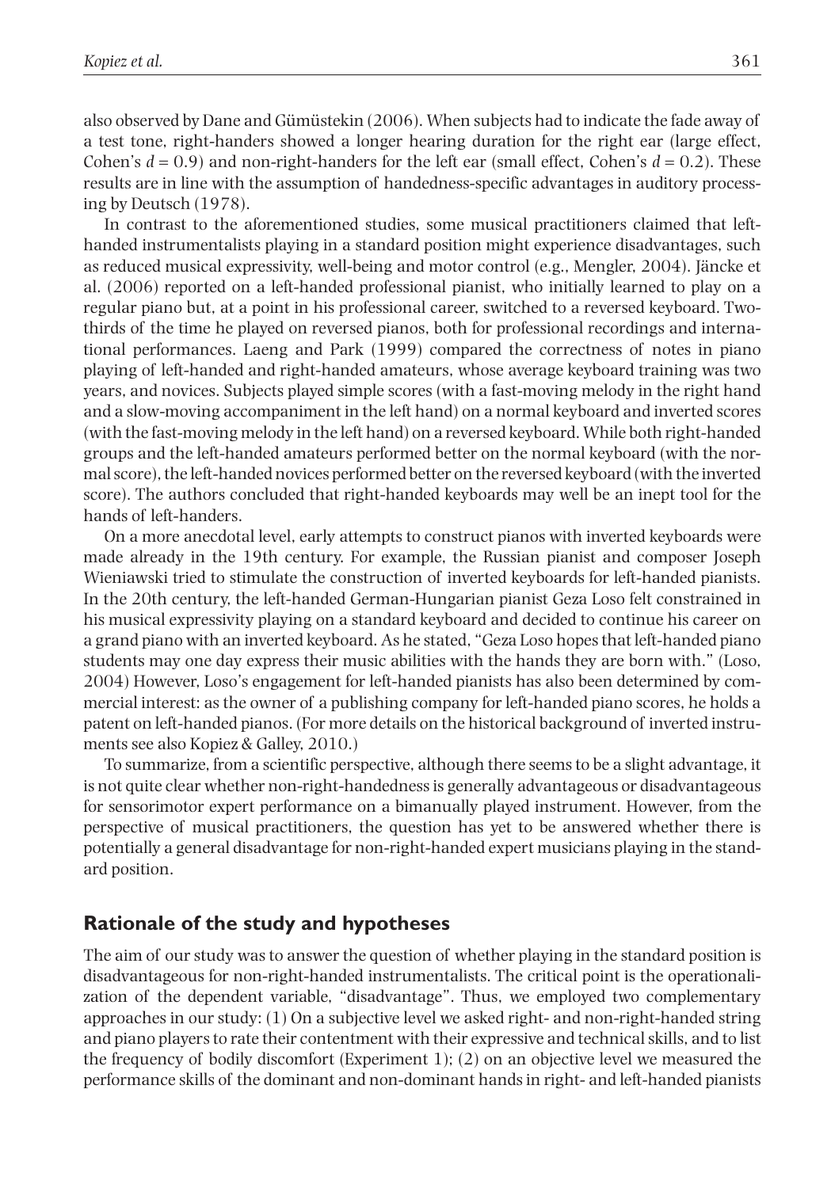also observed by Dane and Gümüstekin (2006). When subjects had to indicate the fade away of a test tone, right-handers showed a longer hearing duration for the right ear (large effect, Cohen's $d = 0.9$) and non-right-handers for the left ear (small effect, Cohen's $d = 0.2$). These results are in line with the assumption of handedness-specific advantages in auditory processing by Deutsch (1978).

In contrast to the aforementioned studies, some musical practitioners claimed that left-handed instrumentalists playing in a standard position might experience disadvantages, such as reduced musical expressivity, well-being and motor control (e.g., Mengler, 2004). Jäncke et al. (2006) reported on a left-handed professional pianist, who initially learned to play on a regular piano but, at a point in his professional career, switched to a reversed keyboard. Two-thirds of the time he played on reversed pianos, both for professional recordings and international performances. Laeng and Park (1999) compared the correctness of notes in piano playing of left-handed and right-handed amateurs, whose average keyboard training was two years, and novices. Subjects played simple scores (with a fast-moving melody in the right hand and a slow-moving accompaniment in the left hand) on a normal keyboard and inverted scores (with the fast-moving melody in the left hand) on a reversed keyboard. While both right-handed groups and the left-handed amateurs performed better on the normal keyboard (with the normal score), the left-handed novices performed better on the reversed keyboard (with the inverted score). The authors concluded that right-handed keyboards may well be an inept tool for the hands of left-handers.

On a more anecdotal level, early attempts to construct pianos with inverted keyboards were made already in the 19th century. For example, the Russian pianist and composer Joseph Wieniawski tried to stimulate the construction of inverted keyboards for left-handed pianists. In the 20th century, the left-handed German-Hungarian pianist Geza Loso felt constrained in his musical expressivity playing on a standard keyboard and decided to continue his career on a grand piano with an inverted keyboard. As he stated, "Geza Loso hopes that left-handed piano students may one day express their music abilities with the hands they are born with." (Loso, 2004) However, Loso's engagement for left-handed pianists has also been determined by commercial interest: as the owner of a publishing company for left-handed piano scores, he holds a patent on left-handed pianos. (For more details on the historical background of inverted instruments see also Kopiez & Galley, 2010.)

To summarize, from a scientific perspective, although there seems to be a slight advantage, it is not quite clear whether non-right-handedness is generally advantageous or disadvantageous for sensorimotor expert performance on a bimanually played instrument. However, from the perspective of musical practitioners, the question has yet to be answered whether there is potentially a general disadvantage for non-right-handed expert musicians playing in the standard position.

## Rationale of the study and hypotheses

The aim of our study was to answer the question of whether playing in the standard position is disadvantageous for non-right-handed instrumentalists. The critical point is the operationalization of the dependent variable, "disadvantage". Thus, we employed two complementary approaches in our study: (1) On a subjective level we asked right- and non-right-handed string and piano players to rate their contentment with their expressive and technical skills, and to list the frequency of bodily discomfort (Experiment 1); (2) on an objective level we measured the performance skills of the dominant and non-dominant hands in right- and left-handed pianists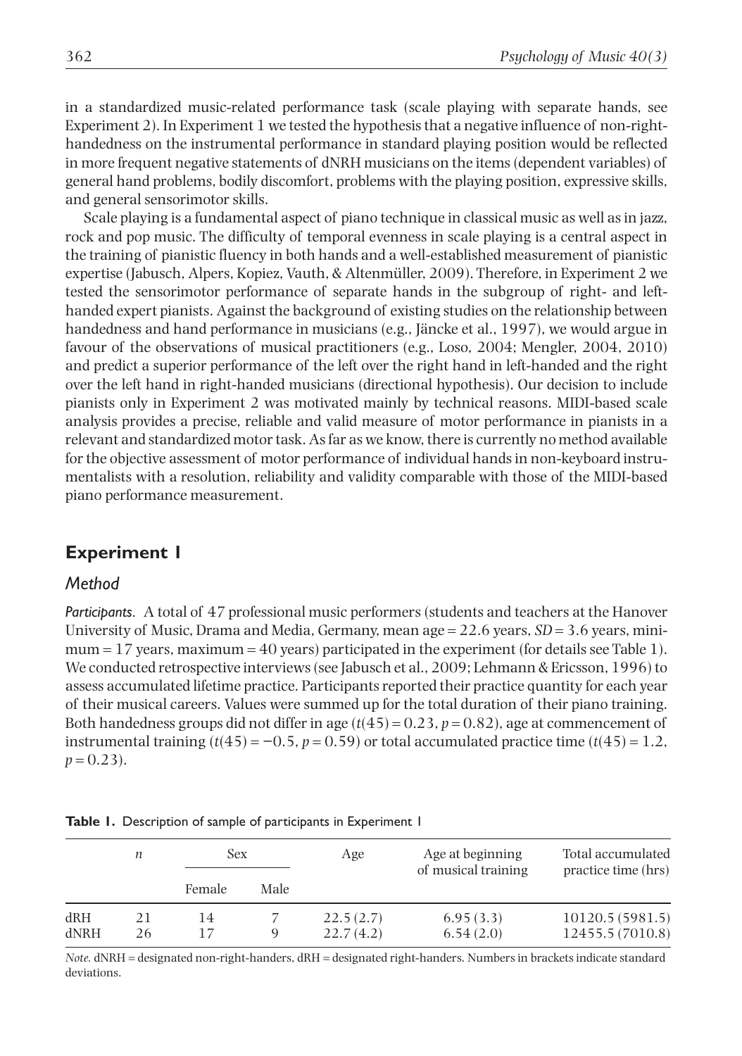in a standardized music-related performance task (scale playing with separate hands, see Experiment 2). In Experiment 1 we tested the hypothesis that a negative influence of non-right-handedness on the instrumental performance in standard playing position would be reflected in more frequent negative statements of dNRH musicians on the items (dependent variables) of general hand problems, bodily discomfort, problems with the playing position, expressive skills, and general sensorimotor skills.

Scale playing is a fundamental aspect of piano technique in classical music as well as in jazz, rock and pop music. The difficulty of temporal evenness in scale playing is a central aspect in the training of pianistic fluency in both hands and a well-established measurement of pianistic expertise (Jabusch, Alpers, Kopiez, Vauth, & Altenmüller, 2009). Therefore, in Experiment 2 we tested the sensorimotor performance of separate hands in the subgroup of right- and left-handed expert pianists. Against the background of existing studies on the relationship between handedness and hand performance in musicians (e.g., Jäncke et al., 1997), we would argue in favour of the observations of musical practitioners (e.g., Loso, 2004; Mengler, 2004, 2010) and predict a superior performance of the left over the right hand in left-handed and the right over the left hand in right-handed musicians (directional hypothesis). Our decision to include pianists only in Experiment 2 was motivated mainly by technical reasons. MIDI-based scale analysis provides a precise, reliable and valid measure of motor performance in pianists in a relevant and standardized motor task. As far as we know, there is currently no method available for the objective assessment of motor performance of individual hands in non-keyboard instrumentalists with a resolution, reliability and validity comparable with those of the MIDI-based piano performance measurement.

## Experiment 1

### *Method*

***Participants***. A total of 47 professional music performers (students and teachers at the Hanover University of Music, Drama and Media, Germany, mean age = 22.6 years, $SD = 3.6$ years, minimum = 17 years, maximum = 40 years) participated in the experiment (for details see Table 1). We conducted retrospective interviews (see Jabusch et al., 2009; Lehmann & Ericsson, 1996) to assess accumulated lifetime practice. Participants reported their practice quantity for each year of their musical careers. Values were summed up for the total duration of their piano training. Both handedness groups did not differ in age ($t(45) = 0.23$, $p = 0.82$), age at commencement of instrumental training ($t(45) = -0.5$, $p = 0.59$) or total accumulated practice time ($t(45) = 1.2$, $p = 0.23$).

**Table 1.** Description of sample of participants in Experiment 1

| | *n* | Sex | | Age | Age at beginning of musical training | Total accumulated practice time (hrs) |
|---|---|---|---|---|---|---|
| | | Female | Male | | | |
| dRH | 21 | 14 | 7 | 22.5 (2.7) | 6.95 (3.3) | 10120.5 (5981.5) |
| dNRH | 26 | 17 | 9 | 22.7 (4.2) | 6.54 (2.0) | 12455.5 (7010.8) |

*Note.* dNRH = designated non-right-handers, dRH = designated right-handers. Numbers in brackets indicate standard deviations.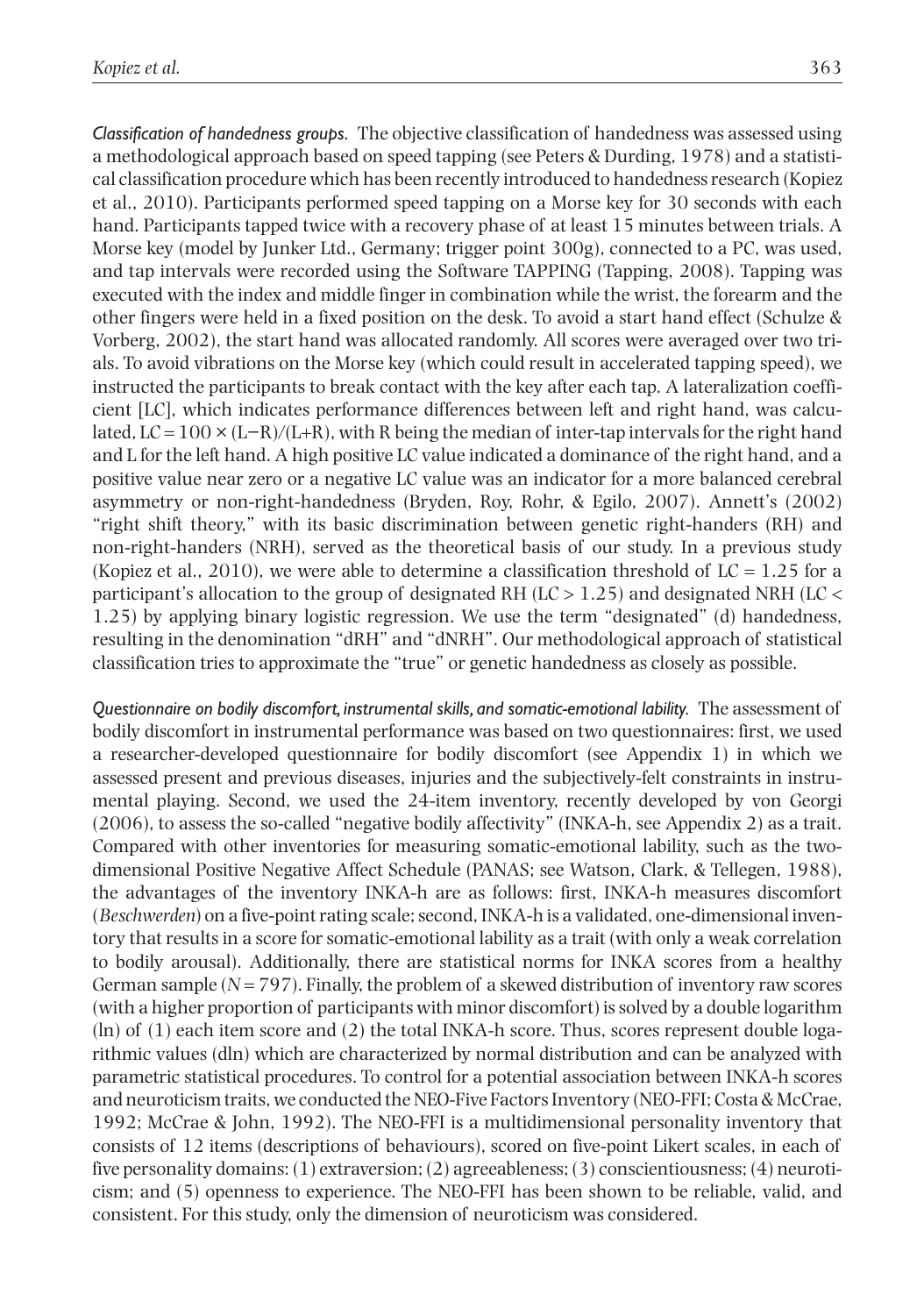*Classification of handedness groups.* The objective classification of handedness was assessed using a methodological approach based on speed tapping (see Peters & Durding, 1978) and a statistical classification procedure which has been recently introduced to handedness research (Kopiez et al., 2010). Participants performed speed tapping on a Morse key for 30 seconds with each hand. Participants tapped twice with a recovery phase of at least 15 minutes between trials. A Morse key (model by Junker Ltd., Germany; trigger point 300g), connected to a PC, was used, and tap intervals were recorded using the Software TAPPING (Tapping, 2008). Tapping was executed with the index and middle finger in combination while the wrist, the forearm and the other fingers were held in a fixed position on the desk. To avoid a start hand effect (Schulze & Vorberg, 2002), the start hand was allocated randomly. All scores were averaged over two trials. To avoid vibrations on the Morse key (which could result in accelerated tapping speed), we instructed the participants to break contact with the key after each tap. A lateralization coefficient [LC], which indicates performance differences between left and right hand, was calculated, $LC = 100 \times (L-R)/(L+R)$, with R being the median of inter-tap intervals for the right hand and L for the left hand. A high positive LC value indicated a dominance of the right hand, and a positive value near zero or a negative LC value was an indicator for a more balanced cerebral asymmetry or non-right-handedness (Bryden, Roy, Rohr, & Egilo, 2007). Annett's (2002) "right shift theory," with its basic discrimination between genetic right-handers (RH) and non-right-handers (NRH), served as the theoretical basis of our study. In a previous study (Kopiez et al., 2010), we were able to determine a classification threshold of $LC = 1.25$ for a participant's allocation to the group of designated RH ($LC > 1.25$) and designated NRH ($LC < 1.25$) by applying binary logistic regression. We use the term "designated" (d) handedness, resulting in the denomination "dRH" and "dNRH". Our methodological approach of statistical classification tries to approximate the "true" or genetic handedness as closely as possible.

*Questionnaire on bodily discomfort, instrumental skills, and somatic-emotional lability.* The assessment of bodily discomfort in instrumental performance was based on two questionnaires: first, we used a researcher-developed questionnaire for bodily discomfort (see Appendix 1) in which we assessed present and previous diseases, injuries and the subjectively-felt constraints in instrumental playing. Second, we used the 24-item inventory, recently developed by von Georgi (2006), to assess the so-called "negative bodily affectivity" (INKA-h, see Appendix 2) as a trait. Compared with other inventories for measuring somatic-emotional lability, such as the two-dimensional Positive Negative Affect Schedule (PANAS; see Watson, Clark, & Tellegen, 1988), the advantages of the inventory INKA-h are as follows: first, INKA-h measures discomfort (*Beschwerden*) on a five-point rating scale; second, INKA-h is a validated, one-dimensional inventory that results in a score for somatic-emotional lability as a trait (with only a weak correlation to bodily arousal). Additionally, there are statistical norms for INKA scores from a healthy German sample ($N = 797$). Finally, the problem of a skewed distribution of inventory raw scores (with a higher proportion of participants with minor discomfort) is solved by a double logarithm (ln) of (1) each item score and (2) the total INKA-h score. Thus, scores represent double logarithmic values (dln) which are characterized by normal distribution and can be analyzed with parametric statistical procedures. To control for a potential association between INKA-h scores and neuroticism traits, we conducted the NEO-Five Factors Inventory (NEO-FFI; Costa & McCrae, 1992; McCrae & John, 1992). The NEO-FFI is a multidimensional personality inventory that consists of 12 items (descriptions of behaviours), scored on five-point Likert scales, in each of five personality domains: (1) extraversion; (2) agreeableness; (3) conscientiousness; (4) neuroticism; and (5) openness to experience. The NEO-FFI has been shown to be reliable, valid, and consistent. For this study, only the dimension of neuroticism was considered.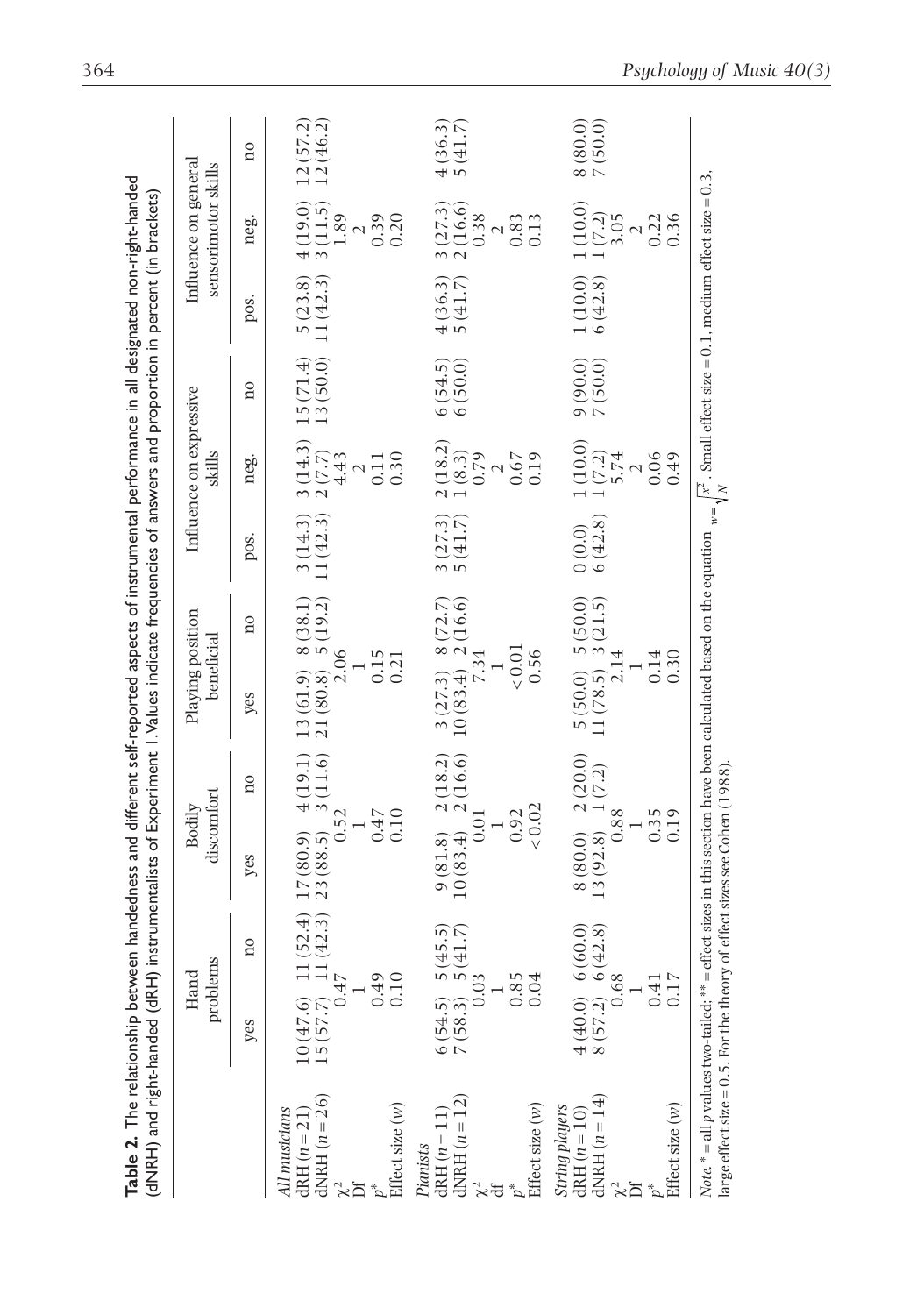**Table 2.** The relationship between handedness and different self-reported aspects of instrumental performance in all designated non-right-handed (dNRH) and right-handed (dRH) instrumentalists of Experiment 1. Values indicate frequencies of answers and proportion in percent (in brackets)

| | Hand problems | | Bodily discomfort | | Playing position beneficial | | Influence on expressive skills | | | Influence on general sensorimotor skills | | |
|---|---|---|---|---|---|---|---|---|---|---|---|---|
| | yes | no | yes | no | yes | no | pos. | neg. | no | pos. | neg. | no |
| *All musicians* | | | | | | | | | | | | |
| dRH ($n = 21$) | 10 (47.6) | 11 (52.4) | 17 (80.9) | 4 (19.1) | 13 (61.9) | 8 (38.1) | 3 (14.3) | 3 (14.3) | 15 (71.4) | 5 (23.8) | 4 (19.0) | 12 (57.2) |
| dNRH ($n = 26$) | 15 (57.7) | 11 (42.3) | 23 (88.5) | 3 (11.6) | 21 (80.8) | 5 (19.2) | 11 (42.3) | 2 (7.7) | 13 (50.0) | 11 (42.3) | 3 (11.5) | 12 (46.2) |
| $\chi^2$ | 0.47 | | 0.52 | | 2.06 | | | 4.43 | | | 1.89 | |
| Df | 1 | | 1 | | 1 | | | 2 | | | 2 | |
| $p^*$ | 0.49 | | 0.47 | | 0.15 | | | 0.11 | | | 0.39 | |
| Effect size ($w$) | 0.10 | | 0.10 | | 0.21 | | | 0.30 | | | 0.20 | |
| *Pianists* | | | | | | | | | | | | |
| dRH ($n = 11$) | 6 (54.5) | 5 (45.5) | 9 (81.8) | 2 (18.2) | 3 (27.3) | 8 (72.7) | 3 (27.3) | 2 (18.2) | 6 (54.5) | 4 (36.3) | 3 (27.3) | 4 (36.3) |
| dNRH ($n = 12$) | 7 (58.3) | 5 (41.7) | 10 (83.4) | 2 (16.6) | 10 (83.4) | 2 (16.6) | 5 (41.7) | 1 (8.3) | 6 (50.0) | 5 (41.7) | 2 (16.6) | 5 (41.7) |
| $\chi^2$ | 0.03 | | 0.01 | | 7.34 | | | 0.79 | | | 0.38 | |
| df | 1 | | 1 | | 1 | | | 2 | | | 2 | |
| $p^*$ | 0.85 | | 0.92 | | < 0.01 | | | 0.67 | | | 0.83 | |
| Effect size ($w$) | 0.04 | | < 0.02 | | 0.56 | | | 0.19 | | | 0.13 | |
| *String players* | | | | | | | | | | | | |
| dRH ($n = 10$) | 4 (40.0) | 6 (60.0) | 8 (80.0) | 2 (20.0) | 5 (50.0) | 5 (50.0) | 0 (0.0) | 1 (10.0) | 9 (90.0) | 1 (10.0) | 1 (10.0) | 8 (80.0) |
| dNRH ($n = 14$) | 8 (57.2) | 6 (42.8) | 13 (92.8) | 1 (7.2) | 11 (78.5) | 3 (21.5) | 6 (42.8) | 1 (7.2) | 7 (50.0) | 6 (42.8) | 1 (7.2) | 7 (50.0) |
| $\chi^2$ | 0.68 | | 0.88 | | 2.14 | | | 5.74 | | | 3.05 | |
| Df | 1 | | 1 | | 1 | | | 2 | | | 2 | |
| $p^*$ | 0.41 | | 0.35 | | 0.14 | | | 0.06 | | | 0.22 | |
| Effect size ($w$) | 0.17 | | 0.19 | | 0.30 | | | 0.49 | | | 0.36 | |

*Note.* * = all *p* values two-tailed; ** = effect sizes in this section have been calculated based on the equation $w = \sqrt{\frac{\chi^2}{N}}$. Small effect size = 0.1, medium effect size = 0.3, large effect size = 0.5. For the theory of effect sizes see Cohen (1988).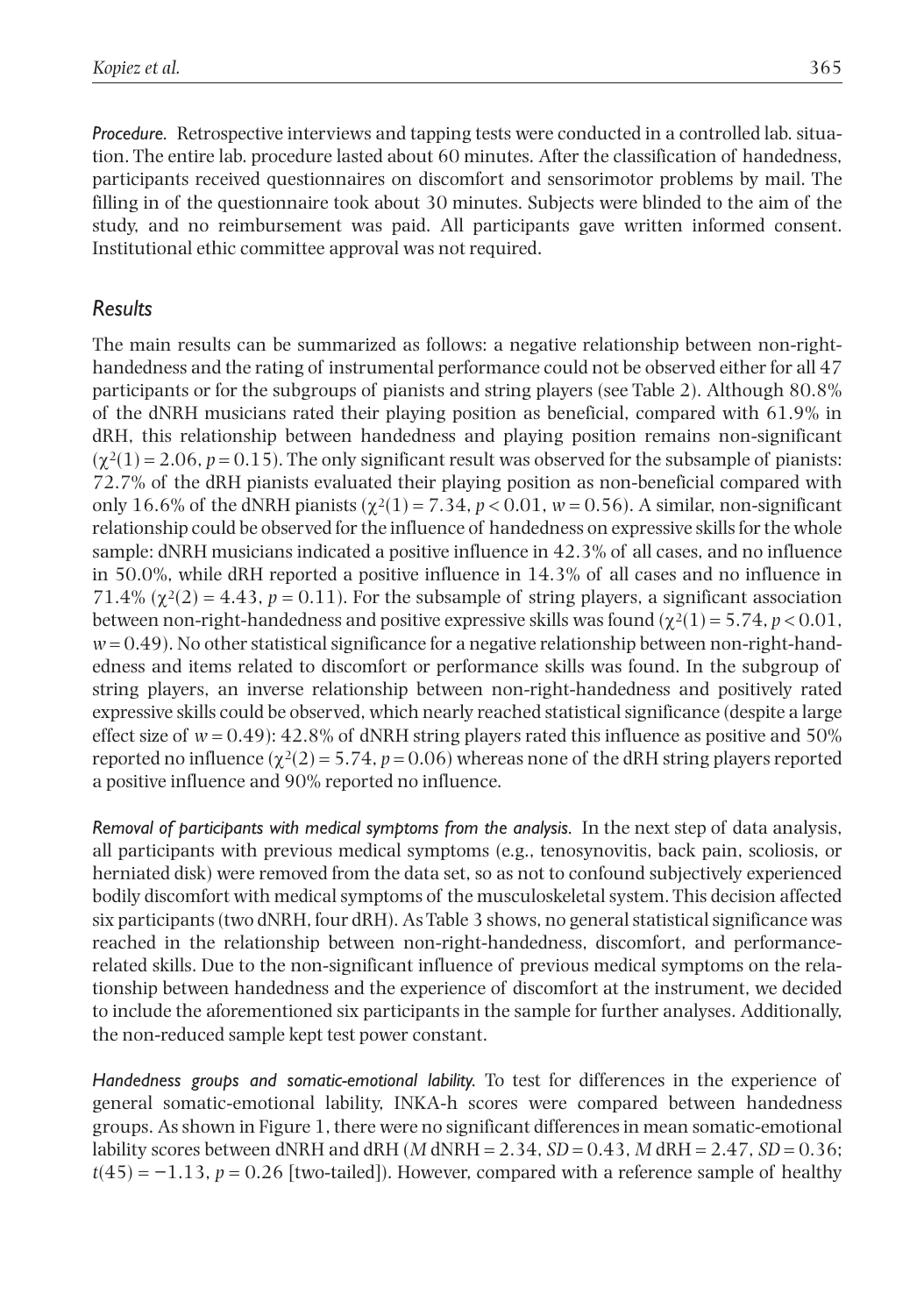*Procedure.* Retrospective interviews and tapping tests were conducted in a controlled lab. situation. The entire lab. procedure lasted about 60 minutes. After the classification of handedness, participants received questionnaires on discomfort and sensorimotor problems by mail. The filling in of the questionnaire took about 30 minutes. Subjects were blinded to the aim of the study, and no reimbursement was paid. All participants gave written informed consent. Institutional ethic committee approval was not required.

## Results

The main results can be summarized as follows: a negative relationship between non-right-handedness and the rating of instrumental performance could not be observed either for all 47 participants or for the subgroups of pianists and string players (see Table 2). Although 80.8% of the dNRH musicians rated their playing position as beneficial, compared with 61.9% in dRH, this relationship between handedness and playing position remains non-significant ($\chi^2(1) = 2.06$, $p = 0.15$). The only significant result was observed for the subsample of pianists: 72.7% of the dRH pianists evaluated their playing position as non-beneficial compared with only 16.6% of the dNRH pianists ($\chi^2(1) = 7.34$, $p < 0.01$, $w = 0.56$). A similar, non-significant relationship could be observed for the influence of handedness on expressive skills for the whole sample: dNRH musicians indicated a positive influence in 42.3% of all cases, and no influence in 50.0%, while dRH reported a positive influence in 14.3% of all cases and no influence in 71.4% ($\chi^2(2) = 4.43$, $p = 0.11$). For the subsample of string players, a significant association between non-right-handedness and positive expressive skills was found ($\chi^2(1) = 5.74$, $p < 0.01$, $w = 0.49$). No other statistical significance for a negative relationship between non-right-handedness and items related to discomfort or performance skills was found. In the subgroup of string players, an inverse relationship between non-right-handedness and positively rated expressive skills could be observed, which nearly reached statistical significance (despite a large effect size of $w = 0.49$): 42.8% of dNRH string players rated this influence as positive and 50% reported no influence ($\chi^2(2) = 5.74$, $p = 0.06$) whereas none of the dRH string players reported a positive influence and 90% reported no influence.

*Removal of participants with medical symptoms from the analysis.* In the next step of data analysis, all participants with previous medical symptoms (e.g., tenosynovitis, back pain, scoliosis, or herniated disk) were removed from the data set, so as not to confound subjectively experienced bodily discomfort with medical symptoms of the musculoskeletal system. This decision affected six participants (two dNRH, four dRH). As Table 3 shows, no general statistical significance was reached in the relationship between non-right-handedness, discomfort, and performance-related skills. Due to the non-significant influence of previous medical symptoms on the relationship between handedness and the experience of discomfort at the instrument, we decided to include the aforementioned six participants in the sample for further analyses. Additionally, the non-reduced sample kept test power constant.

*Handedness groups and somatic-emotional lability.* To test for differences in the experience of general somatic-emotional lability, INKA-h scores were compared between handedness groups. As shown in Figure 1, there were no significant differences in mean somatic-emotional lability scores between dNRH and dRH ($M$ dNRH = 2.34, $SD = 0.43$, $M$ dRH = 2.47, $SD = 0.36$; $t(45) = -1.13$, $p = 0.26$ [two-tailed]). However, compared with a reference sample of healthy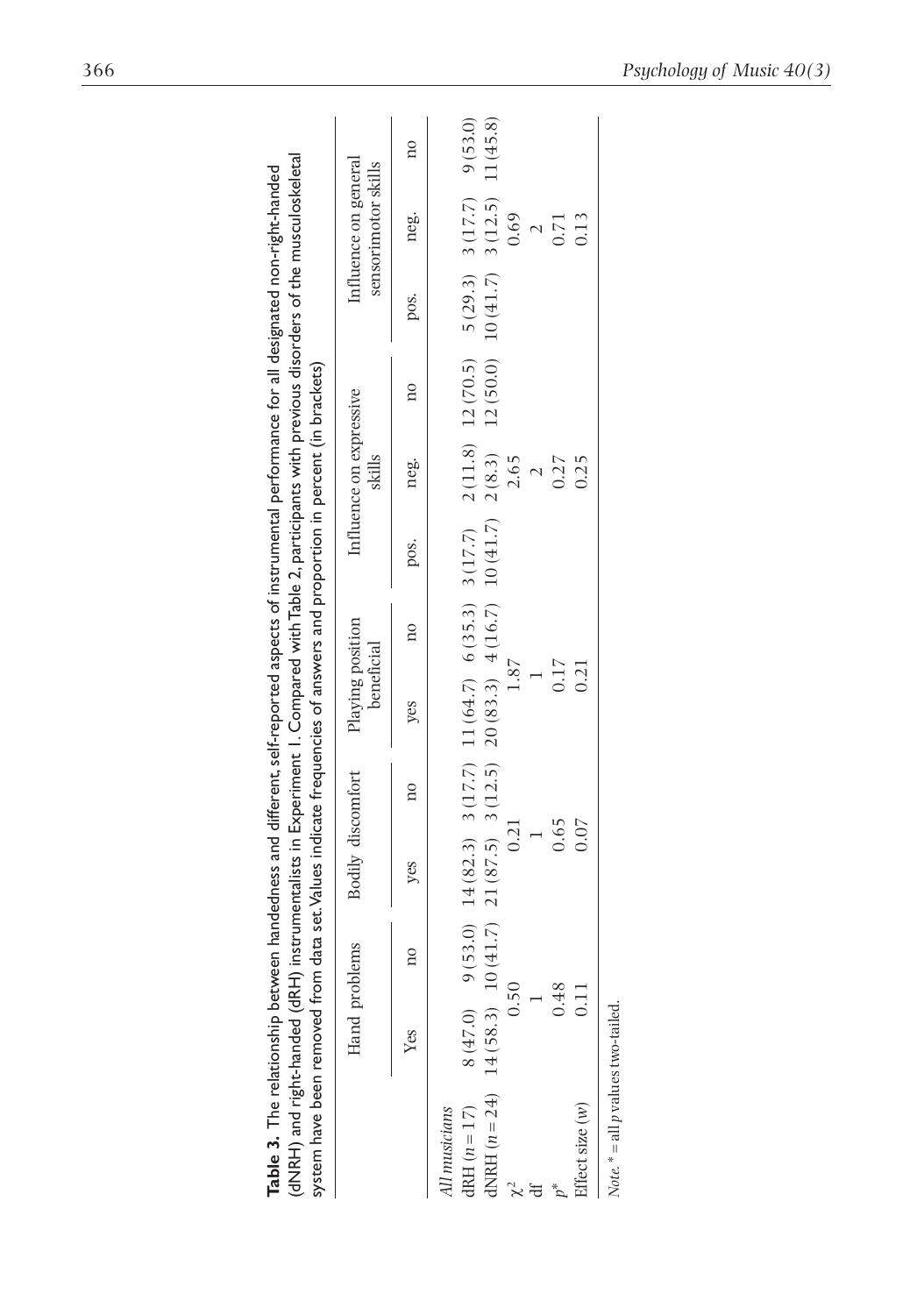**Table 3.** The relationship between handedness and different, self-reported aspects of instrumental performance for all designated non-right-handed (dNRH) and right-handed (dRH) instrumentalists in Experiment 1. Compared with Table 2, participants with previous disorders of the musculoskeletal system have been removed from data set. Values indicate frequencies of answers and proportion in percent (in brackets)

| | Hand problems | | Bodily discomfort | | Playing position beneficial | | Influence on expressive skills | | | Influence on general sensorimotor skills | | |
|---|---|---|---|---|---|---|---|---|---|---|---|---|
| | Yes | no | yes | no | yes | no | pos. | neg. | no | pos. | neg. | no |
| *All musicians* | | | | | | | | | | | | |
| dRH ($n = 17$) | 8 (47.0) | 9 (53.0) | 14 (82.3) | 3 (17.7) | 11 (64.7) | 6 (35.3) | 3 (17.7) | 2 (11.8) | 12 (70.5) | 5 (29.3) | 3 (17.7) | 9 (53.0) |
| dNRH ($n = 24$) | 14 (58.3) | 10 (41.7) | 21 (87.5) | 3 (12.5) | 20 (83.3) | 4 (16.7) | 10 (41.7) | 2 (8.3) | 12 (50.0) | 10 (41.7) | 3 (12.5) | 11 (45.8) |
| $\chi^2$ | 0.50 | | 0.21 | | 1.87 | | | 2.65 | | | 0.69 | |
| df | 1 | | 1 | | 1 | | | 2 | | | 2 | |
| $p$* | 0.48 | | 0.65 | | 0.17 | | | 0.27 | | | 0.71 | |
| Effect size ($w$) | 0.11 | | 0.07 | | 0.21 | | | 0.25 | | | 0.13 | |

*Note.* * = all $p$ values two-tailed.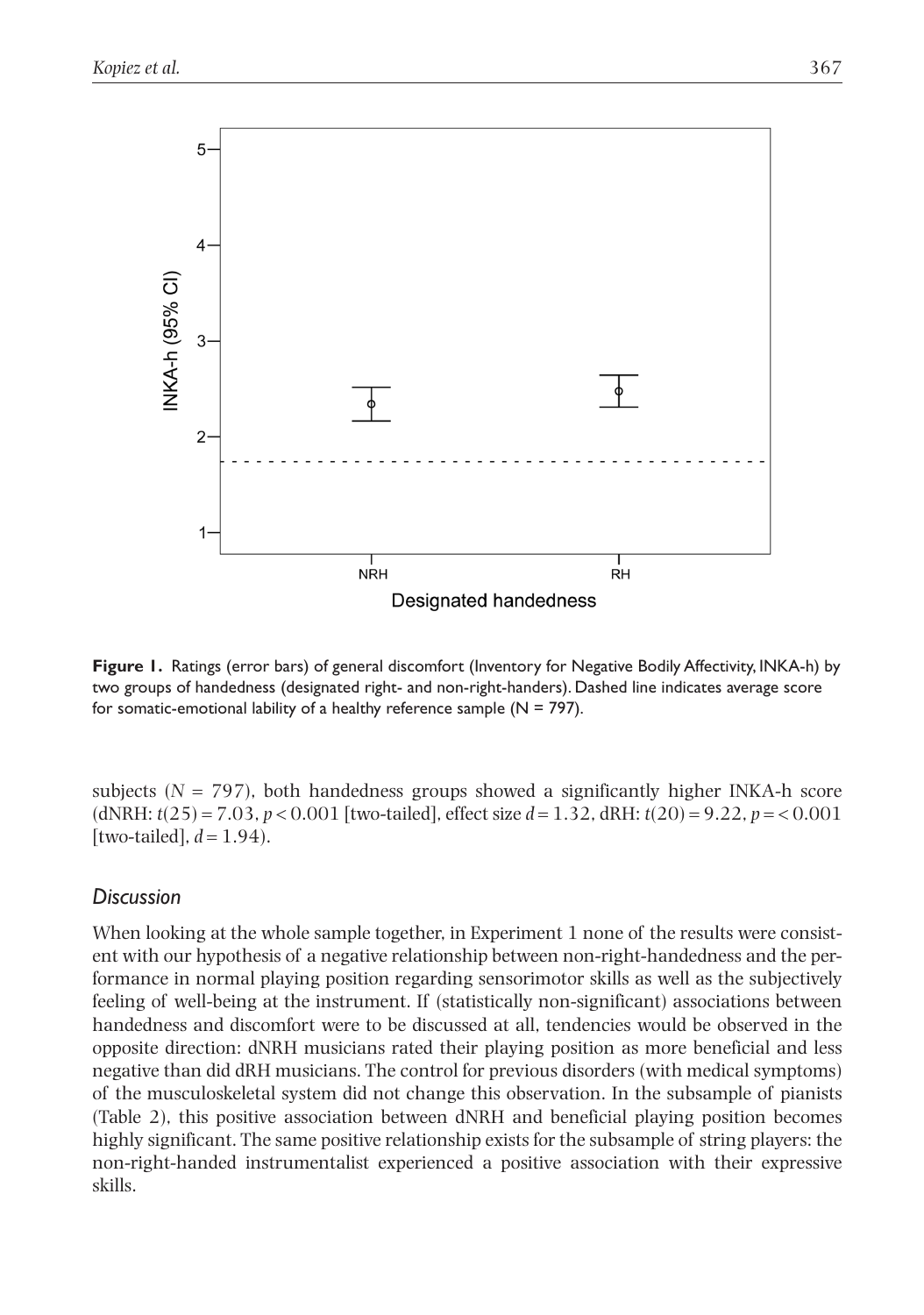**Figure 1.** Ratings (error bars) of general discomfort (Inventory for Negative Bodily Affectivity, INKA-h) by two groups of handedness (designated right- and non-right-handers). Dashed line indicates average score for somatic-emotional lability of a healthy reference sample (N = 797).

subjects ($N$ = 797), both handedness groups showed a significantly higher INKA-h score (dNRH: $t(25) = 7.03$, $p < 0.001$ [two-tailed], effect size $d = 1.32$, dRH: $t(20) = 9.22$, $p = < 0.001$ [two-tailed], $d = 1.94$).

## *Discussion*

When looking at the whole sample together, in Experiment 1 none of the results were consistent with our hypothesis of a negative relationship between non-right-handedness and the performance in normal playing position regarding sensorimotor skills as well as the subjectively feeling of well-being at the instrument. If (statistically non-significant) associations between handedness and discomfort were to be discussed at all, tendencies would be observed in the opposite direction: dNRH musicians rated their playing position as more beneficial and less negative than did dRH musicians. The control for previous disorders (with medical symptoms) of the musculoskeletal system did not change this observation. In the subsample of pianists (Table 2), this positive association between dNRH and beneficial playing position becomes highly significant. The same positive relationship exists for the subsample of string players: the non-right-handed instrumentalist experienced a positive association with their expressive skills.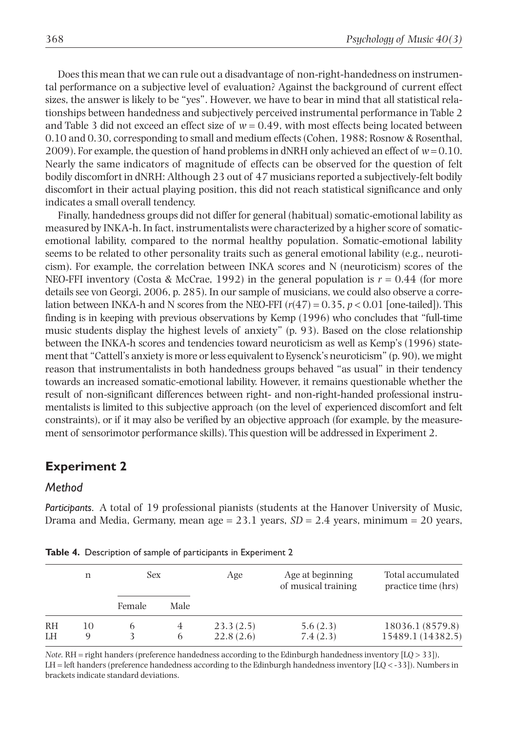Does this mean that we can rule out a disadvantage of non-right-handedness on instrumental performance on a subjective level of evaluation? Against the background of current effect sizes, the answer is likely to be "yes". However, we have to bear in mind that all statistical relationships between handedness and subjectively perceived instrumental performance in Table 2 and Table 3 did not exceed an effect size of $w = 0.49$, with most effects being located between 0.10 and 0.30, corresponding to small and medium effects (Cohen, 1988; Rosnow & Rosenthal, 2009). For example, the question of hand problems in dNRH only achieved an effect of $w = 0.10$. Nearly the same indicators of magnitude of effects can be observed for the question of felt bodily discomfort in dNRH: Although 23 out of 47 musicians reported a subjectively-felt bodily discomfort in their actual playing position, this did not reach statistical significance and only indicates a small overall tendency.

Finally, handedness groups did not differ for general (habitual) somatic-emotional lability as measured by INKA-h. In fact, instrumentalists were characterized by a higher score of somatic-emotional lability, compared to the normal healthy population. Somatic-emotional lability seems to be related to other personality traits such as general emotional lability (e.g., neuroticism). For example, the correlation between INKA scores and N (neuroticism) scores of the NEO-FFI inventory (Costa & McCrae, 1992) in the general population is $r = 0.44$ (for more details see von Georgi, 2006, p. 285). In our sample of musicians, we could also observe a correlation between INKA-h and N scores from the NEO-FFI ($r(47) = 0.35$, $p < 0.01$ [one-tailed]). This finding is in keeping with previous observations by Kemp (1996) who concludes that "full-time music students display the highest levels of anxiety" (p. 93). Based on the close relationship between the INKA-h scores and tendencies toward neuroticism as well as Kemp's (1996) statement that "Cattell's anxiety is more or less equivalent to Eysenck's neuroticism" (p. 90), we might reason that instrumentalists in both handedness groups behaved "as usual" in their tendency towards an increased somatic-emotional lability. However, it remains questionable whether the result of non-significant differences between right- and non-right-handed professional instrumentalists is limited to this subjective approach (on the level of experienced discomfort and felt constraints), or if it may also be verified by an objective approach (for example, by the measurement of sensorimotor performance skills). This question will be addressed in Experiment 2.

## Experiment 2

### *Method*

*Participants.* A total of 19 professional pianists (students at the Hanover University of Music, Drama and Media, Germany, mean age = 23.1 years, *SD* = 2.4 years, minimum = 20 years,

**Table 4.** Description of sample of participants in Experiment 2

| | n | Sex | | Age | Age at beginning of musical training | Total accumulated practice time (hrs) |
|---|---|---|---|---|---|---|
| | | Female | Male | | | |
| RH | 10 | 6 | 4 | 23.3 (2.5) | 5.6 (2.3) | 18036.1 (8579.8) |
| LH | 9 | 3 | 6 | 22.8 (2.6) | 7.4 (2.3) | 15489.1 (14382.5) |

*Note.* RH = right handers (preference handedness according to the Edinburgh handedness inventory [LQ > 33]), LH = left handers (preference handedness according to the Edinburgh handedness inventory [LQ < -33]). Numbers in brackets indicate standard deviations.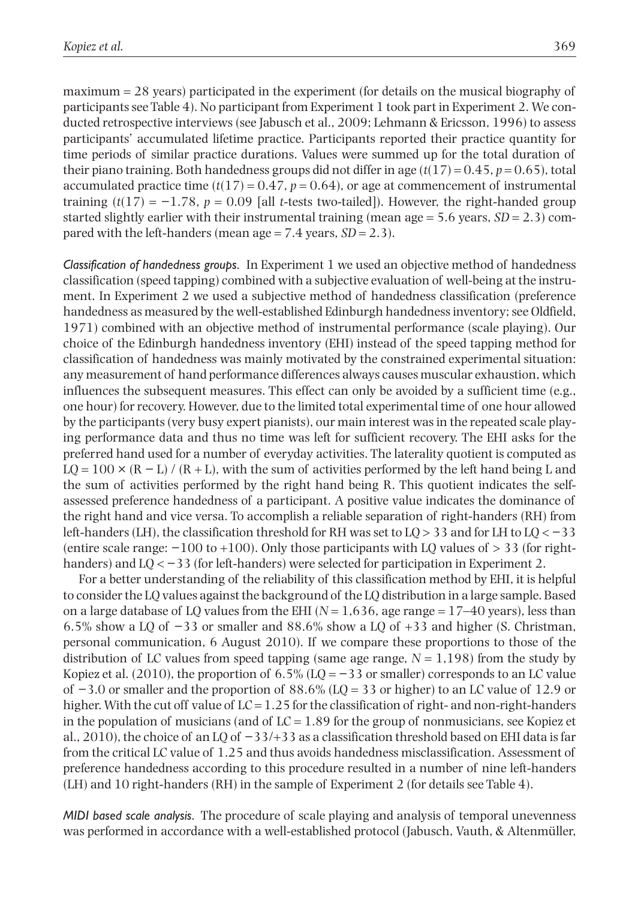maximum = 28 years) participated in the experiment (for details on the musical biography of participants see Table 4). No participant from Experiment 1 took part in Experiment 2. We conducted retrospective interviews (see Jabusch et al., 2009; Lehmann & Ericsson, 1996) to assess participants' accumulated lifetime practice. Participants reported their practice quantity for time periods of similar practice durations. Values were summed up for the total duration of their piano training. Both handedness groups did not differ in age ($t(17) = 0.45$, $p = 0.65$), total accumulated practice time ($t(17) = 0.47$, $p = 0.64$), or age at commencement of instrumental training ($t(17) = -1.78$, $p = 0.09$ [all *t*-tests two-tailed]). However, the right-handed group started slightly earlier with their instrumental training (mean age = 5.6 years, $SD = 2.3$) compared with the left-handers (mean age = 7.4 years, $SD = 2.3$).

*Classification of handedness groups.* In Experiment 1 we used an objective method of handedness classification (speed tapping) combined with a subjective evaluation of well-being at the instrument. In Experiment 2 we used a subjective method of handedness classification (preference handedness as measured by the well-established Edinburgh handedness inventory; see Oldfield, 1971) combined with an objective method of instrumental performance (scale playing). Our choice of the Edinburgh handedness inventory (EHI) instead of the speed tapping method for classification of handedness was mainly motivated by the constrained experimental situation: any measurement of hand performance differences always causes muscular exhaustion, which influences the subsequent measures. This effect can only be avoided by a sufficient time (e.g., one hour) for recovery. However, due to the limited total experimental time of one hour allowed by the participants (very busy expert pianists), our main interest was in the repeated scale playing performance data and thus no time was left for sufficient recovery. The EHI asks for the preferred hand used for a number of everyday activities. The laterality quotient is computed as $LQ = 100 \times (R - L) / (R + L)$, with the sum of activities performed by the left hand being L and the sum of activities performed by the right hand being R. This quotient indicates the self-assessed preference handedness of a participant. A positive value indicates the dominance of the right hand and vice versa. To accomplish a reliable separation of right-handers (RH) from left-handers (LH), the classification threshold for RH was set to $LQ > 33$ and for LH to $LQ < -33$ (entire scale range: $-100$ to $+100$). Only those participants with LQ values of $> 33$ (for right-handers) and $LQ < -33$ (for left-handers) were selected for participation in Experiment 2.

For a better understanding of the reliability of this classification method by EHI, it is helpful to consider the LQ values against the background of the LQ distribution in a large sample. Based on a large database of LQ values from the EHI ($N = 1{,}636$, age range = 17–40 years), less than 6.5% show a LQ of $-33$ or smaller and 88.6% show a LQ of $+33$ and higher (S. Christman, personal communication, 6 August 2010). If we compare these proportions to those of the distribution of LC values from speed tapping (same age range, $N = 1{,}198$) from the study by Kopiez et al. (2010), the proportion of 6.5% ($LQ = -33$ or smaller) corresponds to an LC value of $-3.0$ or smaller and the proportion of 88.6% ($LQ = 33$ or higher) to an LC value of 12.9 or higher. With the cut off value of $LC = 1.25$ for the classification of right- and non-right-handers in the population of musicians (and of $LC = 1.89$ for the group of nonmusicians, see Kopiez et al., 2010), the choice of an LQ of $-33/+33$ as a classification threshold based on EHI data is far from the critical LC value of 1.25 and thus avoids handedness misclassification. Assessment of preference handedness according to this procedure resulted in a number of nine left-handers (LH) and 10 right-handers (RH) in the sample of Experiment 2 (for details see Table 4).

*MIDI based scale analysis.* The procedure of scale playing and analysis of temporal unevenness was performed in accordance with a well-established protocol (Jabusch, Vauth, & Altenmüller,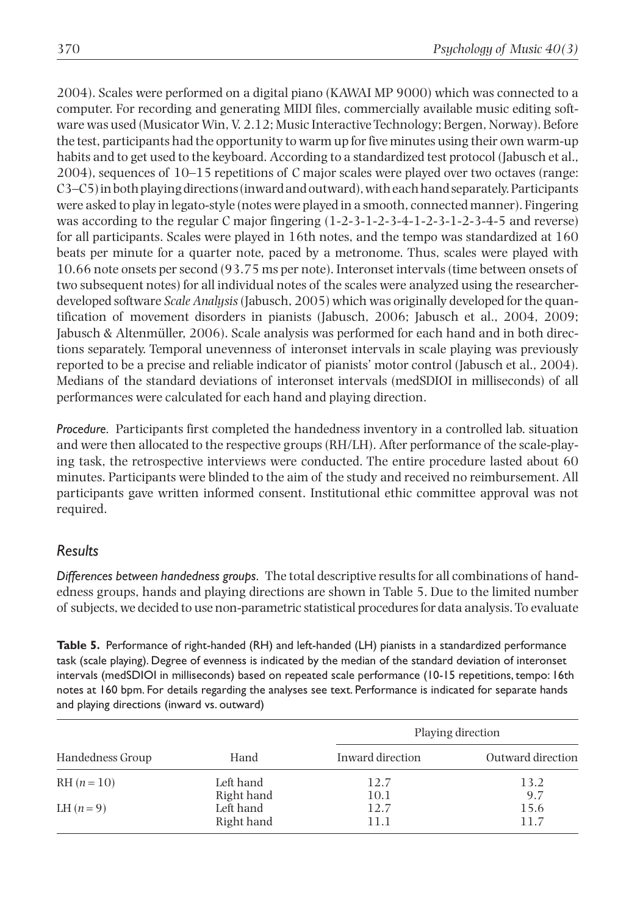2004). Scales were performed on a digital piano (KAWAI MP 9000) which was connected to a computer. For recording and generating MIDI files, commercially available music editing software was used (Musicator Win, V. 2.12; Music Interactive Technology; Bergen, Norway). Before the test, participants had the opportunity to warm up for five minutes using their own warm-up habits and to get used to the keyboard. According to a standardized test protocol (Jabusch et al., 2004), sequences of 10–15 repetitions of C major scales were played over two octaves (range: C3–C5) in both playing directions (inward and outward), with each hand separately. Participants were asked to play in legato-style (notes were played in a smooth, connected manner). Fingering was according to the regular C major fingering (1-2-3-1-2-3-4-1-2-3-1-2-3-4-5 and reverse) for all participants. Scales were played in 16th notes, and the tempo was standardized at 160 beats per minute for a quarter note, paced by a metronome. Thus, scales were played with 10.66 note onsets per second (93.75 ms per note). Interonset intervals (time between onsets of two subsequent notes) for all individual notes of the scales were analyzed using the researcher-developed software *Scale Analysis* (Jabusch, 2005) which was originally developed for the quantification of movement disorders in pianists (Jabusch, 2006; Jabusch et al., 2004, 2009; Jabusch & Altenmüller, 2006). Scale analysis was performed for each hand and in both directions separately. Temporal unevenness of interonset intervals in scale playing was previously reported to be a precise and reliable indicator of pianists' motor control (Jabusch et al., 2004). Medians of the standard deviations of interonset intervals (medSDIOI in milliseconds) of all performances were calculated for each hand and playing direction.

*Procedure.* Participants first completed the handedness inventory in a controlled lab. situation and were then allocated to the respective groups (RH/LH). After performance of the scale-playing task, the retrospective interviews were conducted. The entire procedure lasted about 60 minutes. Participants were blinded to the aim of the study and received no reimbursement. All participants gave written informed consent. Institutional ethic committee approval was not required.

## Results

*Differences between handedness groups.* The total descriptive results for all combinations of handedness groups, hands and playing directions are shown in Table 5. Due to the limited number of subjects, we decided to use non-parametric statistical procedures for data analysis. To evaluate

**Table 5.** Performance of right-handed (RH) and left-handed (LH) pianists in a standardized performance task (scale playing). Degree of evenness is indicated by the median of the standard deviation of interonset intervals (medSDIOI in milliseconds) based on repeated scale performance (10-15 repetitions, tempo: 16th notes at 160 bpm. For details regarding the analyses see text. Performance is indicated for separate hands and playing directions (inward vs. outward)

| | | Playing direction | |
|---|---|---|---|
| Handedness Group | Hand | Inward direction | Outward direction |
| RH ($n = 10$) | Left hand | 12.7 | 13.2 |
| | Right hand | 10.1 | 9.7 |
| LH ($n = 9$) | Left hand | 12.7 | 15.6 |
| | Right hand | 11.1 | 11.7 |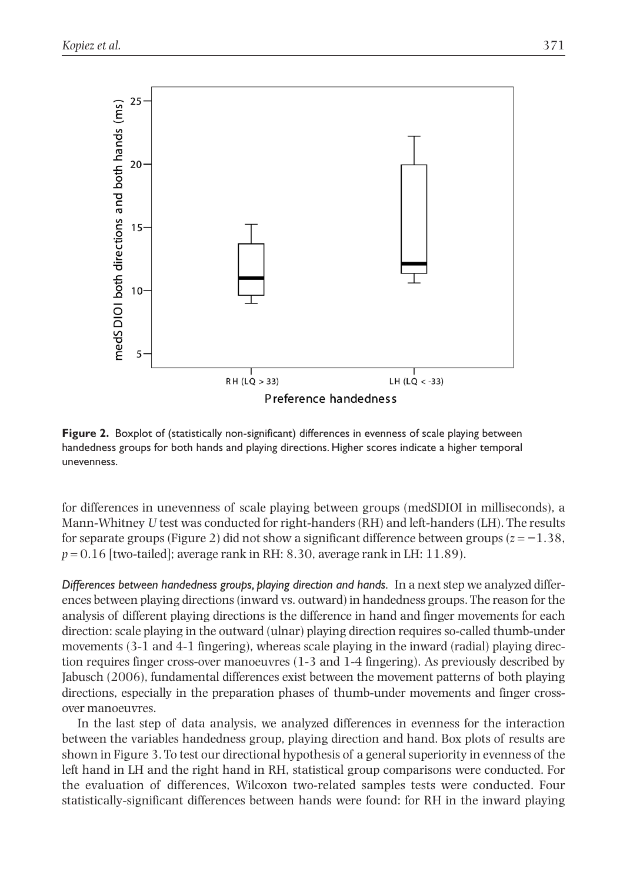**Figure 2.** Boxplot of (statistically non-significant) differences in evenness of scale playing between handedness groups for both hands and playing directions. Higher scores indicate a higher temporal unevenness.

for differences in unevenness of scale playing between groups (medSDIOI in milliseconds), a Mann-Whitney *U* test was conducted for right-handers (RH) and left-handers (LH). The results for separate groups (Figure 2) did not show a significant difference between groups ($z = -1.38$, $p = 0.16$ [two-tailed]; average rank in RH: 8.30, average rank in LH: 11.89).

*Differences between handedness groups, playing direction and hands.* In a next step we analyzed differences between playing directions (inward vs. outward) in handedness groups. The reason for the analysis of different playing directions is the difference in hand and finger movements for each direction: scale playing in the outward (ulnar) playing direction requires so-called thumb-under movements (3-1 and 4-1 fingering), whereas scale playing in the inward (radial) playing direction requires finger cross-over manoeuvres (1-3 and 1-4 fingering). As previously described by Jabusch (2006), fundamental differences exist between the movement patterns of both playing directions, especially in the preparation phases of thumb-under movements and finger cross-over manoeuvres.

In the last step of data analysis, we analyzed differences in evenness for the interaction between the variables handedness group, playing direction and hand. Box plots of results are shown in Figure 3. To test our directional hypothesis of a general superiority in evenness of the left hand in LH and the right hand in RH, statistical group comparisons were conducted. For the evaluation of differences, Wilcoxon two-related samples tests were conducted. Four statistically-significant differences between hands were found: for RH in the inward playing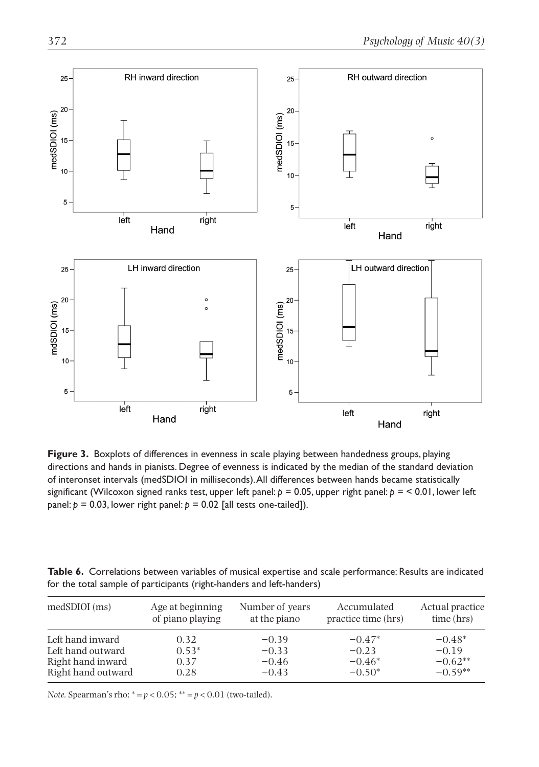**Figure 3.** Boxplots of differences in evenness in scale playing between handedness groups, playing directions and hands in pianists. Degree of evenness is indicated by the median of the standard deviation of interonset intervals (medSDIOI in milliseconds). All differences between hands became statistically significant (Wilcoxon signed ranks test, upper left panel: $p = 0.05$, upper right panel: $p = < 0.01$, lower left panel: $p = 0.03$, lower right panel: $p = 0.02$ [all tests one-tailed]).

**Table 6.** Correlations between variables of musical expertise and scale performance: Results are indicated for the total sample of participants (right-handers and left-handers)

| medSDIOI (ms) | Age at beginning of piano playing | Number of years at the piano | Accumulated practice time (hrs) | Actual practice time (hrs) |
|---|---|---|---|---|
| Left hand inward | 0.32 | −0.39 | −0.47* | −0.48* |
| Left hand outward | 0.53* | −0.33 | −0.23 | −0.19 |
| Right hand inward | 0.37 | −0.46 | −0.46* | −0.62** |
| Right hand outward | 0.28 | −0.43 | −0.50* | −0.59** |

*Note.* Spearman's rho: * = $p < 0.05$; ** = $p < 0.01$ (two-tailed).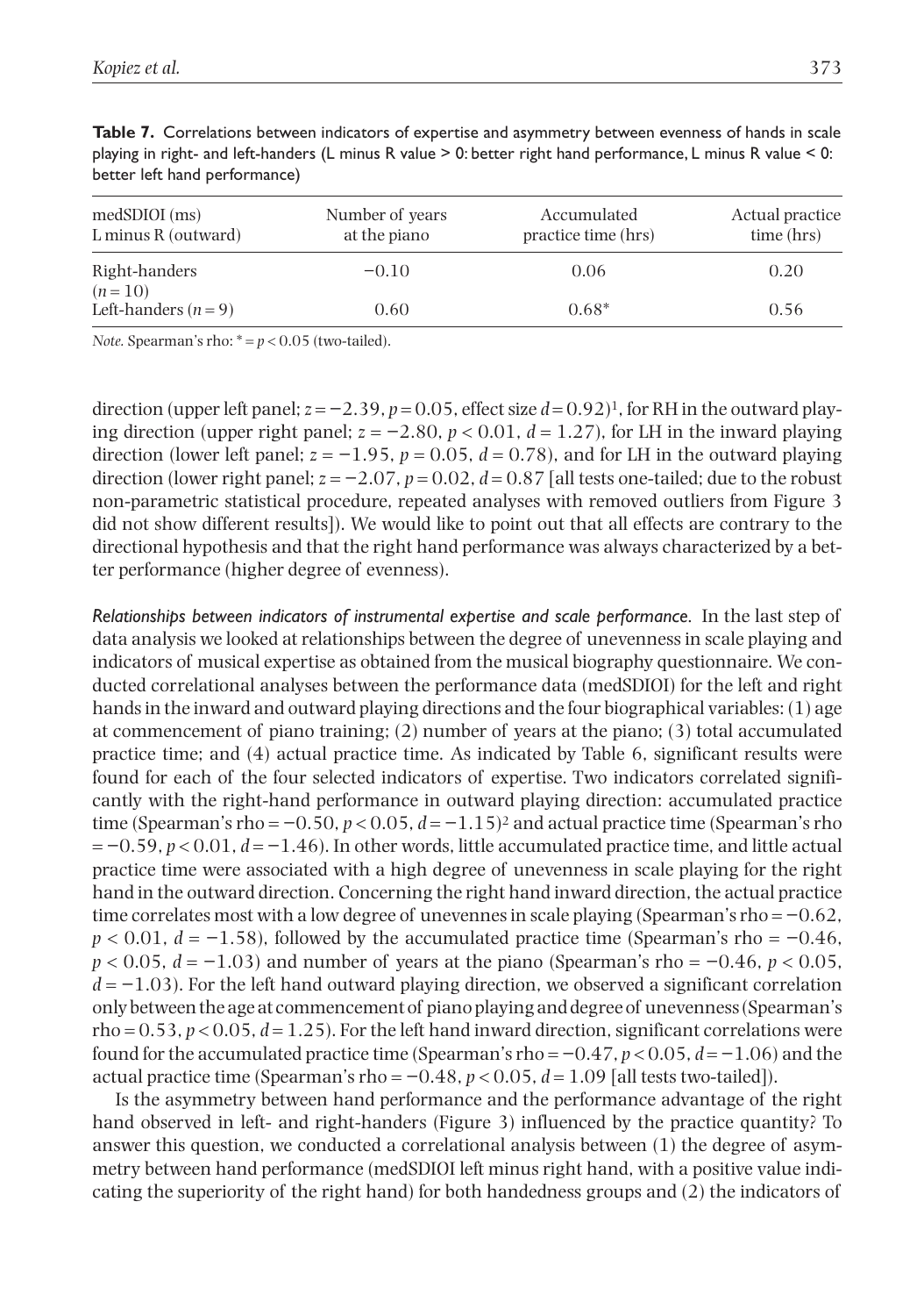**Table 7.** Correlations between indicators of expertise and asymmetry between evenness of hands in scale playing in right- and left-handers (L minus R value > 0: better right hand performance, L minus R value < 0: better left hand performance)

| medSDIOI (ms) L minus R (outward) | Number of years at the piano | Accumulated practice time (hrs) | Actual practice time (hrs) |
|---|---|---|---|
| Right-handers ($n = 10$) | −0.10 | 0.06 | 0.20 |
| Left-handers ($n = 9$) | 0.60 | 0.68* | 0.56 |

*Note.* Spearman's rho: * = $p < 0.05$ (two-tailed).

direction (upper left panel; $z = -2.39$, $p = 0.05$, effect size $d = 0.92$)[1], for RH in the outward playing direction (upper right panel; $z = -2.80$, $p < 0.01$, $d = 1.27$), for LH in the inward playing direction (lower left panel; $z = -1.95$, $p = 0.05$, $d = 0.78$), and for LH in the outward playing direction (lower right panel; $z = -2.07$, $p = 0.02$, $d = 0.87$ [all tests one-tailed; due to the robust non-parametric statistical procedure, repeated analyses with removed outliers from Figure 3 did not show different results]). We would like to point out that all effects are contrary to the directional hypothesis and that the right hand performance was always characterized by a better performance (higher degree of evenness).

*Relationships between indicators of instrumental expertise and scale performance.* In the last step of data analysis we looked at relationships between the degree of unevenness in scale playing and indicators of musical expertise as obtained from the musical biography questionnaire. We conducted correlational analyses between the performance data (medSDIOI) for the left and right hands in the inward and outward playing directions and the four biographical variables: (1) age at commencement of piano training; (2) number of years at the piano; (3) total accumulated practice time; and (4) actual practice time. As indicated by Table 6, significant results were found for each of the four selected indicators of expertise. Two indicators correlated significantly with the right-hand performance in outward playing direction: accumulated practice time (Spearman's rho = −0.50, $p < 0.05$, $d = -1.15$)[2] and actual practice time (Spearman's rho = −0.59, $p < 0.01$, $d = -1.46$). In other words, little accumulated practice time, and little actual practice time were associated with a high degree of unevenness in scale playing for the right hand in the outward direction. Concerning the right hand inward direction, the actual practice time correlates most with a low degree of unevennes in scale playing (Spearman's rho = −0.62, $p < 0.01$, $d = -1.58$), followed by the accumulated practice time (Spearman's rho = −0.46, $p < 0.05$, $d = -1.03$) and number of years at the piano (Spearman's rho = −0.46, $p < 0.05$, $d = -1.03$). For the left hand outward playing direction, we observed a significant correlation only between the age at commencement of piano playing and degree of unevenness (Spearman's rho = 0.53, $p < 0.05$, $d = 1.25$). For the left hand inward direction, significant correlations were found for the accumulated practice time (Spearman's rho = −0.47, $p < 0.05$, $d = -1.06$) and the actual practice time (Spearman's rho = −0.48, $p < 0.05$, $d = 1.09$ [all tests two-tailed]).

Is the asymmetry between hand performance and the performance advantage of the right hand observed in left- and right-handers (Figure 3) influenced by the practice quantity? To answer this question, we conducted a correlational analysis between (1) the degree of asymmetry between hand performance (medSDIOI left minus right hand, with a positive value indicating the superiority of the right hand) for both handedness groups and (2) the indicators of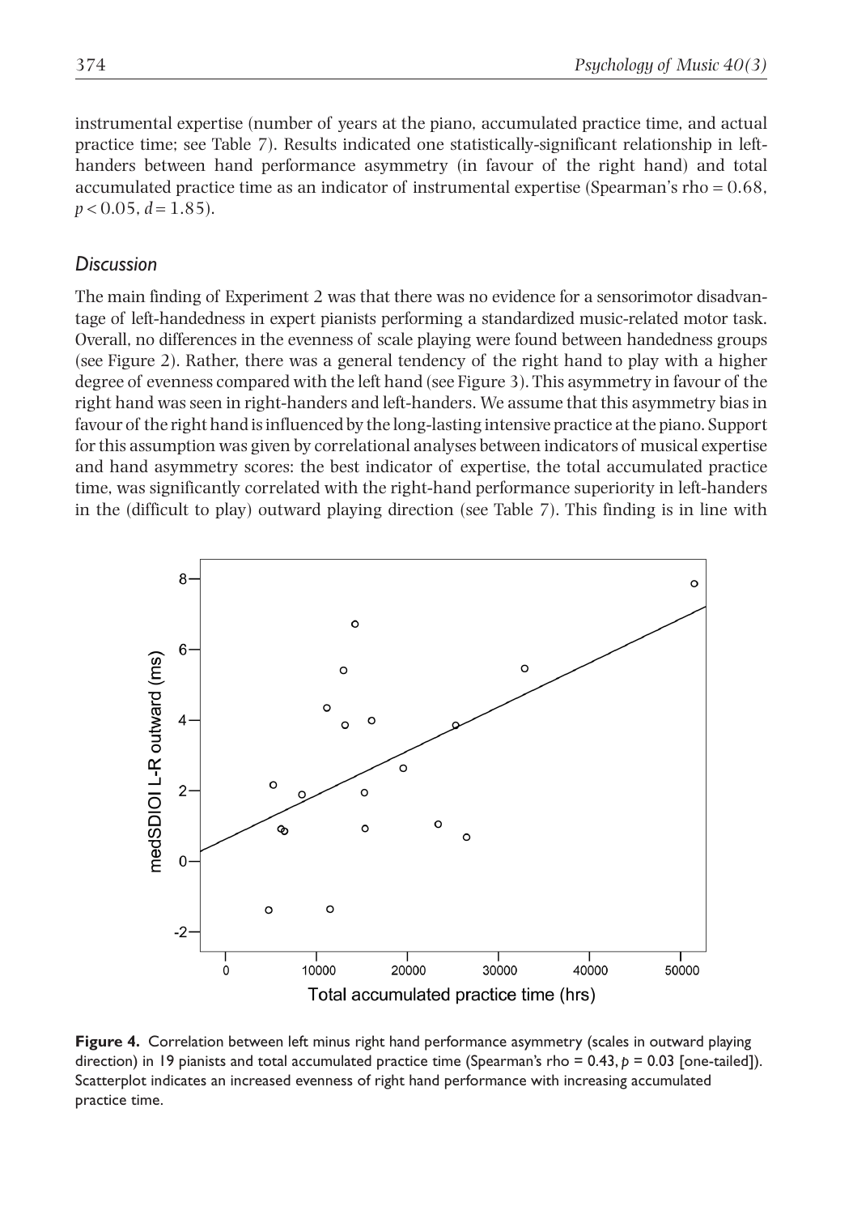instrumental expertise (number of years at the piano, accumulated practice time, and actual practice time; see Table 7). Results indicated one statistically-significant relationship in left-handers between hand performance asymmetry (in favour of the right hand) and total accumulated practice time as an indicator of instrumental expertise (Spearman's rho = 0.68, $p < 0.05$, $d = 1.85$).

## *Discussion*

The main finding of Experiment 2 was that there was no evidence for a sensorimotor disadvantage of left-handedness in expert pianists performing a standardized music-related motor task. Overall, no differences in the evenness of scale playing were found between handedness groups (see Figure 2). Rather, there was a general tendency of the right hand to play with a higher degree of evenness compared with the left hand (see Figure 3). This asymmetry in favour of the right hand was seen in right-handers and left-handers. We assume that this asymmetry bias in favour of the right hand is influenced by the long-lasting intensive practice at the piano. Support for this assumption was given by correlational analyses between indicators of musical expertise and hand asymmetry scores: the best indicator of expertise, the total accumulated practice time, was significantly correlated with the right-hand performance superiority in left-handers in the (difficult to play) outward playing direction (see Table 7). This finding is in line with

**Figure 4.** Correlation between left minus right hand performance asymmetry (scales in outward playing direction) in 19 pianists and total accumulated practice time (Spearman's rho = 0.43, $p$ = 0.03 [one-tailed]). Scatterplot indicates an increased evenness of right hand performance with increasing accumulated practice time.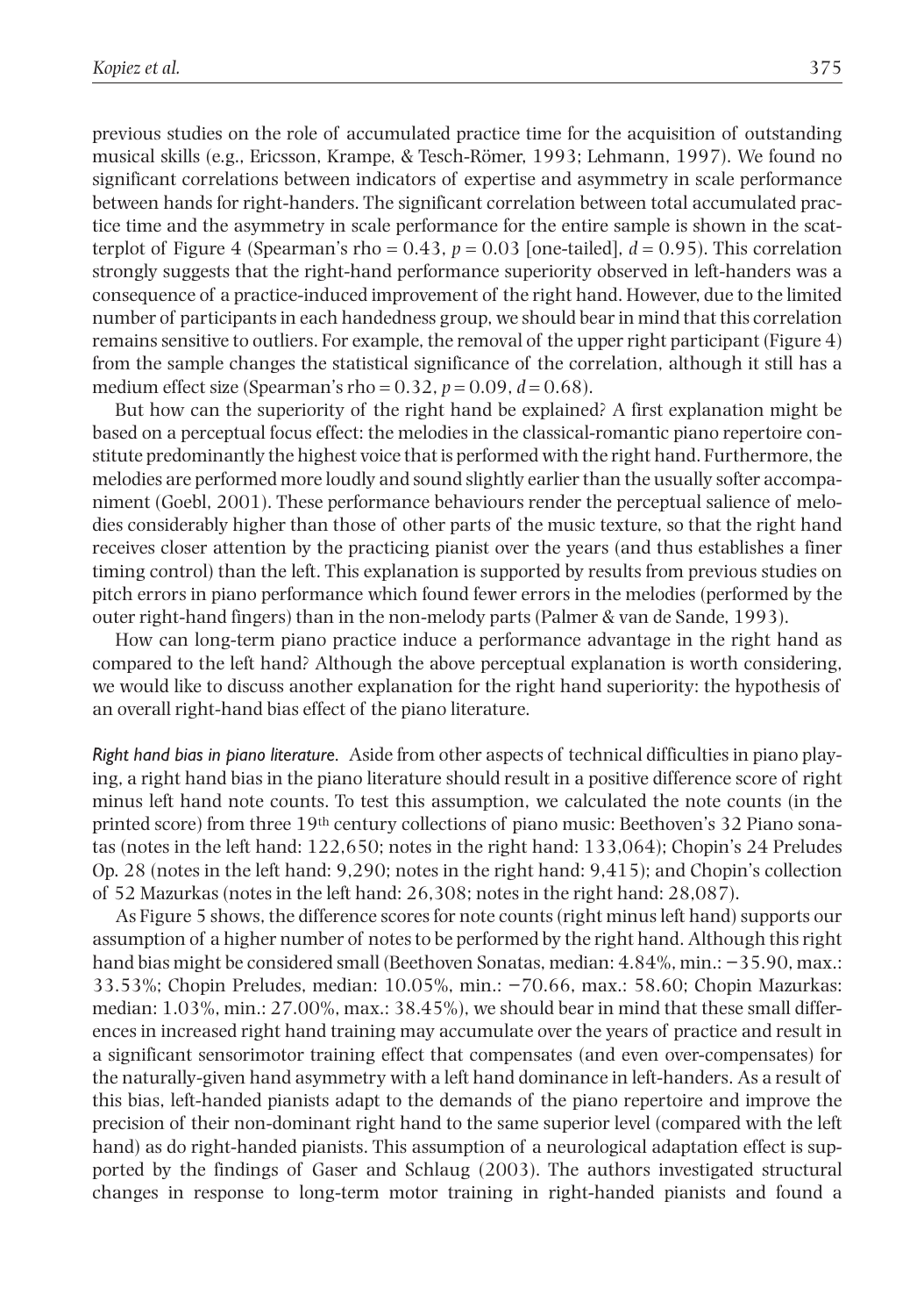previous studies on the role of accumulated practice time for the acquisition of outstanding musical skills (e.g., Ericsson, Krampe, & Tesch-Römer, 1993; Lehmann, 1997). We found no significant correlations between indicators of expertise and asymmetry in scale performance between hands for right-handers. The significant correlation between total accumulated practice time and the asymmetry in scale performance for the entire sample is shown in the scatterplot of Figure 4 (Spearman's rho = 0.43, $p = 0.03$ [one-tailed], $d = 0.95$). This correlation strongly suggests that the right-hand performance superiority observed in left-handers was a consequence of a practice-induced improvement of the right hand. However, due to the limited number of participants in each handedness group, we should bear in mind that this correlation remains sensitive to outliers. For example, the removal of the upper right participant (Figure 4) from the sample changes the statistical significance of the correlation, although it still has a medium effect size (Spearman's rho = 0.32, $p = 0.09$, $d = 0.68$).

But how can the superiority of the right hand be explained? A first explanation might be based on a perceptual focus effect: the melodies in the classical-romantic piano repertoire constitute predominantly the highest voice that is performed with the right hand. Furthermore, the melodies are performed more loudly and sound slightly earlier than the usually softer accompaniment (Goebl, 2001). These performance behaviours render the perceptual salience of melodies considerably higher than those of other parts of the music texture, so that the right hand receives closer attention by the practicing pianist over the years (and thus establishes a finer timing control) than the left. This explanation is supported by results from previous studies on pitch errors in piano performance which found fewer errors in the melodies (performed by the outer right-hand fingers) than in the non-melody parts (Palmer & van de Sande, 1993).

How can long-term piano practice induce a performance advantage in the right hand as compared to the left hand? Although the above perceptual explanation is worth considering, we would like to discuss another explanation for the right hand superiority: the hypothesis of an overall right-hand bias effect of the piano literature.

*Right hand bias in piano literature.* Aside from other aspects of technical difficulties in piano playing, a right hand bias in the piano literature should result in a positive difference score of right minus left hand note counts. To test this assumption, we calculated the note counts (in the printed score) from three 19th century collections of piano music: Beethoven's 32 Piano sonatas (notes in the left hand: 122,650; notes in the right hand: 133,064); Chopin's 24 Preludes Op. 28 (notes in the left hand: 9,290; notes in the right hand: 9,415); and Chopin's collection of 52 Mazurkas (notes in the left hand: 26,308; notes in the right hand: 28,087).

As Figure 5 shows, the difference scores for note counts (right minus left hand) supports our assumption of a higher number of notes to be performed by the right hand. Although this right hand bias might be considered small (Beethoven Sonatas, median: 4.84%, min.: −35.90, max.: 33.53%; Chopin Preludes, median: 10.05%, min.: −70.66, max.: 58.60; Chopin Mazurkas: median: 1.03%, min.: 27.00%, max.: 38.45%), we should bear in mind that these small differences in increased right hand training may accumulate over the years of practice and result in a significant sensorimotor training effect that compensates (and even over-compensates) for the naturally-given hand asymmetry with a left hand dominance in left-handers. As a result of this bias, left-handed pianists adapt to the demands of the piano repertoire and improve the precision of their non-dominant right hand to the same superior level (compared with the left hand) as do right-handed pianists. This assumption of a neurological adaptation effect is supported by the findings of Gaser and Schlaug (2003). The authors investigated structural changes in response to long-term motor training in right-handed pianists and found a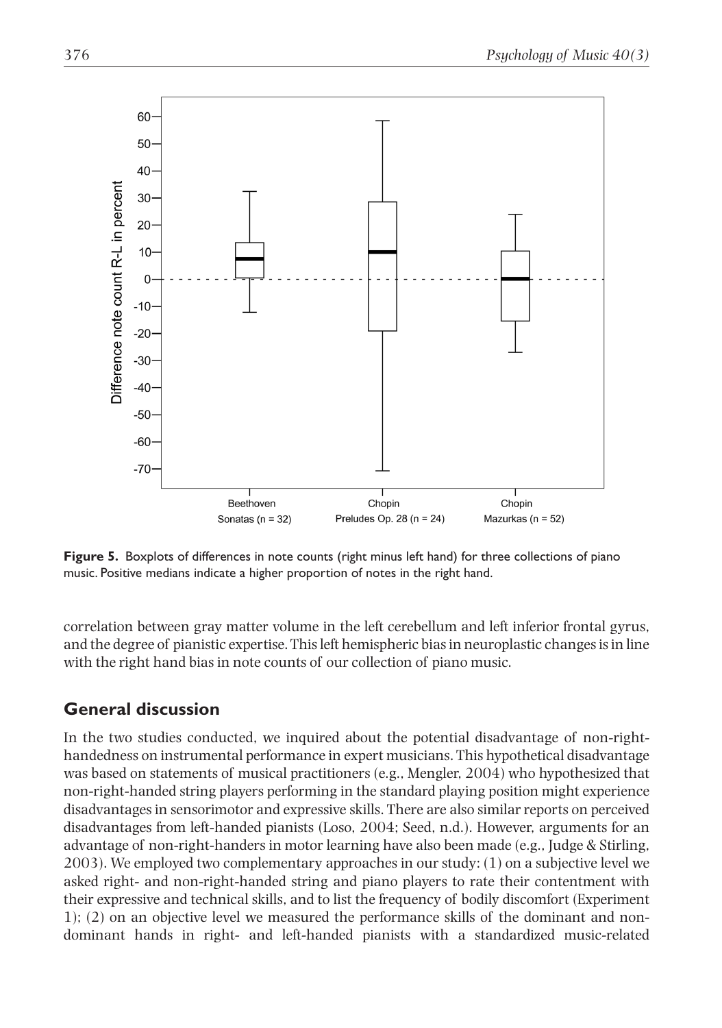**Figure 5.** Boxplots of differences in note counts (right minus left hand) for three collections of piano music. Positive medians indicate a higher proportion of notes in the right hand.

correlation between gray matter volume in the left cerebellum and left inferior frontal gyrus, and the degree of pianistic expertise. This left hemispheric bias in neuroplastic changes is in line with the right hand bias in note counts of our collection of piano music.

## General discussion

In the two studies conducted, we inquired about the potential disadvantage of non-right-handedness on instrumental performance in expert musicians. This hypothetical disadvantage was based on statements of musical practitioners (e.g., Mengler, 2004) who hypothesized that non-right-handed string players performing in the standard playing position might experience disadvantages in sensorimotor and expressive skills. There are also similar reports on perceived disadvantages from left-handed pianists (Loso, 2004; Seed, n.d.). However, arguments for an advantage of non-right-handers in motor learning have also been made (e.g., Judge & Stirling, 2003). We employed two complementary approaches in our study: (1) on a subjective level we asked right- and non-right-handed string and piano players to rate their contentment with their expressive and technical skills, and to list the frequency of bodily discomfort (Experiment 1); (2) on an objective level we measured the performance skills of the dominant and non-dominant hands in right- and left-handed pianists with a standardized music-related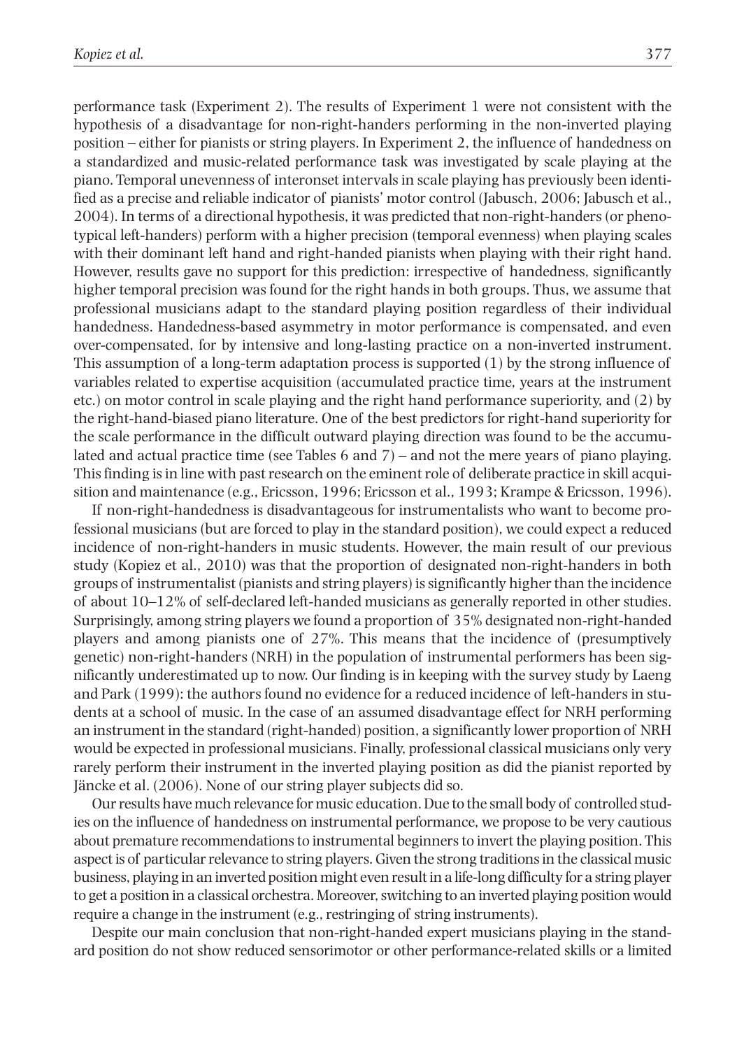performance task (Experiment 2). The results of Experiment 1 were not consistent with the hypothesis of a disadvantage for non-right-handers performing in the non-inverted playing position – either for pianists or string players. In Experiment 2, the influence of handedness on a standardized and music-related performance task was investigated by scale playing at the piano. Temporal unevenness of interonset intervals in scale playing has previously been identified as a precise and reliable indicator of pianists' motor control (Jabusch, 2006; Jabusch et al., 2004). In terms of a directional hypothesis, it was predicted that non-right-handers (or phenotypical left-handers) perform with a higher precision (temporal evenness) when playing scales with their dominant left hand and right-handed pianists when playing with their right hand. However, results gave no support for this prediction: irrespective of handedness, significantly higher temporal precision was found for the right hands in both groups. Thus, we assume that professional musicians adapt to the standard playing position regardless of their individual handedness. Handedness-based asymmetry in motor performance is compensated, and even over-compensated, for by intensive and long-lasting practice on a non-inverted instrument. This assumption of a long-term adaptation process is supported (1) by the strong influence of variables related to expertise acquisition (accumulated practice time, years at the instrument etc.) on motor control in scale playing and the right hand performance superiority, and (2) by the right-hand-biased piano literature. One of the best predictors for right-hand superiority for the scale performance in the difficult outward playing direction was found to be the accumulated and actual practice time (see Tables 6 and 7) – and not the mere years of piano playing. This finding is in line with past research on the eminent role of deliberate practice in skill acquisition and maintenance (e.g., Ericsson, 1996; Ericsson et al., 1993; Krampe & Ericsson, 1996).

If non-right-handedness is disadvantageous for instrumentalists who want to become professional musicians (but are forced to play in the standard position), we could expect a reduced incidence of non-right-handers in music students. However, the main result of our previous study (Kopiez et al., 2010) was that the proportion of designated non-right-handers in both groups of instrumentalist (pianists and string players) is significantly higher than the incidence of about 10–12% of self-declared left-handed musicians as generally reported in other studies. Surprisingly, among string players we found a proportion of 35% designated non-right-handed players and among pianists one of 27%. This means that the incidence of (presumptively genetic) non-right-handers (NRH) in the population of instrumental performers has been significantly underestimated up to now. Our finding is in keeping with the survey study by Laeng and Park (1999): the authors found no evidence for a reduced incidence of left-handers in students at a school of music. In the case of an assumed disadvantage effect for NRH performing an instrument in the standard (right-handed) position, a significantly lower proportion of NRH would be expected in professional musicians. Finally, professional classical musicians only very rarely perform their instrument in the inverted playing position as did the pianist reported by Jäncke et al. (2006). None of our string player subjects did so.

Our results have much relevance for music education. Due to the small body of controlled studies on the influence of handedness on instrumental performance, we propose to be very cautious about premature recommendations to instrumental beginners to invert the playing position. This aspect is of particular relevance to string players. Given the strong traditions in the classical music business, playing in an inverted position might even result in a life-long difficulty for a string player to get a position in a classical orchestra. Moreover, switching to an inverted playing position would require a change in the instrument (e.g., restringing of string instruments).

Despite our main conclusion that non-right-handed expert musicians playing in the standard position do not show reduced sensorimotor or other performance-related skills or a limited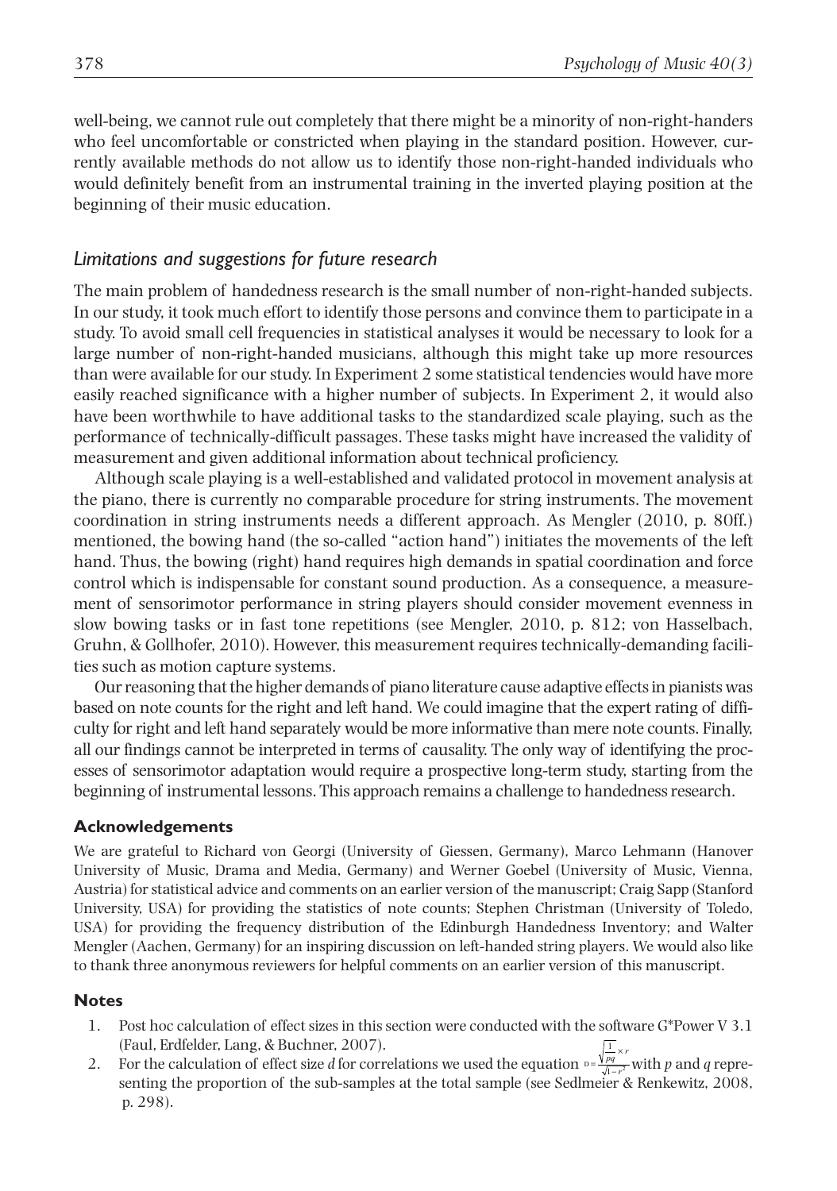well-being, we cannot rule out completely that there might be a minority of non-right-handers who feel uncomfortable or constricted when playing in the standard position. However, currently available methods do not allow us to identify those non-right-handed individuals who would definitely benefit from an instrumental training in the inverted playing position at the beginning of their music education.

## *Limitations and suggestions for future research*

The main problem of handedness research is the small number of non-right-handed subjects. In our study, it took much effort to identify those persons and convince them to participate in a study. To avoid small cell frequencies in statistical analyses it would be necessary to look for a large number of non-right-handed musicians, although this might take up more resources than were available for our study. In Experiment 2 some statistical tendencies would have more easily reached significance with a higher number of subjects. In Experiment 2, it would also have been worthwhile to have additional tasks to the standardized scale playing, such as the performance of technically-difficult passages. These tasks might have increased the validity of measurement and given additional information about technical proficiency.

Although scale playing is a well-established and validated protocol in movement analysis at the piano, there is currently no comparable procedure for string instruments. The movement coordination in string instruments needs a different approach. As Mengler (2010, p. 80ff.) mentioned, the bowing hand (the so-called "action hand") initiates the movements of the left hand. Thus, the bowing (right) hand requires high demands in spatial coordination and force control which is indispensable for constant sound production. As a consequence, a measurement of sensorimotor performance in string players should consider movement evenness in slow bowing tasks or in fast tone repetitions (see Mengler, 2010, p. 812; von Hasselbach, Gruhn, & Gollhofer, 2010). However, this measurement requires technically-demanding facilities such as motion capture systems.

Our reasoning that the higher demands of piano literature cause adaptive effects in pianists was based on note counts for the right and left hand. We could imagine that the expert rating of difficulty for right and left hand separately would be more informative than mere note counts. Finally, all our findings cannot be interpreted in terms of causality. The only way of identifying the processes of sensorimotor adaptation would require a prospective long-term study, starting from the beginning of instrumental lessons. This approach remains a challenge to handedness research.

### Acknowledgements

We are grateful to Richard von Georgi (University of Giessen, Germany), Marco Lehmann (Hanover University of Music, Drama and Media, Germany) and Werner Goebel (University of Music, Vienna, Austria) for statistical advice and comments on an earlier version of the manuscript; Craig Sapp (Stanford University, USA) for providing the statistics of note counts; Stephen Christman (University of Toledo, USA) for providing the frequency distribution of the Edinburgh Handedness Inventory; and Walter Mengler (Aachen, Germany) for an inspiring discussion on left-handed string players. We would also like to thank three anonymous reviewers for helpful comments on an earlier version of this manuscript.

### Notes

1. Post hoc calculation of effect sizes in this section were conducted with the software G*Power V 3.1 (Faul, Erdfelder, Lang, & Buchner, 2007).
2. For the calculation of effect size *d* for correlations we used the equation $D = \frac{\sqrt{\frac{1}{pq}} \times r}{\sqrt{1-r^2}}$ with *p* and *q* representing the proportion of the sub-samples at the total sample (see Sedlmeier & Renkewitz, 2008, p. 298).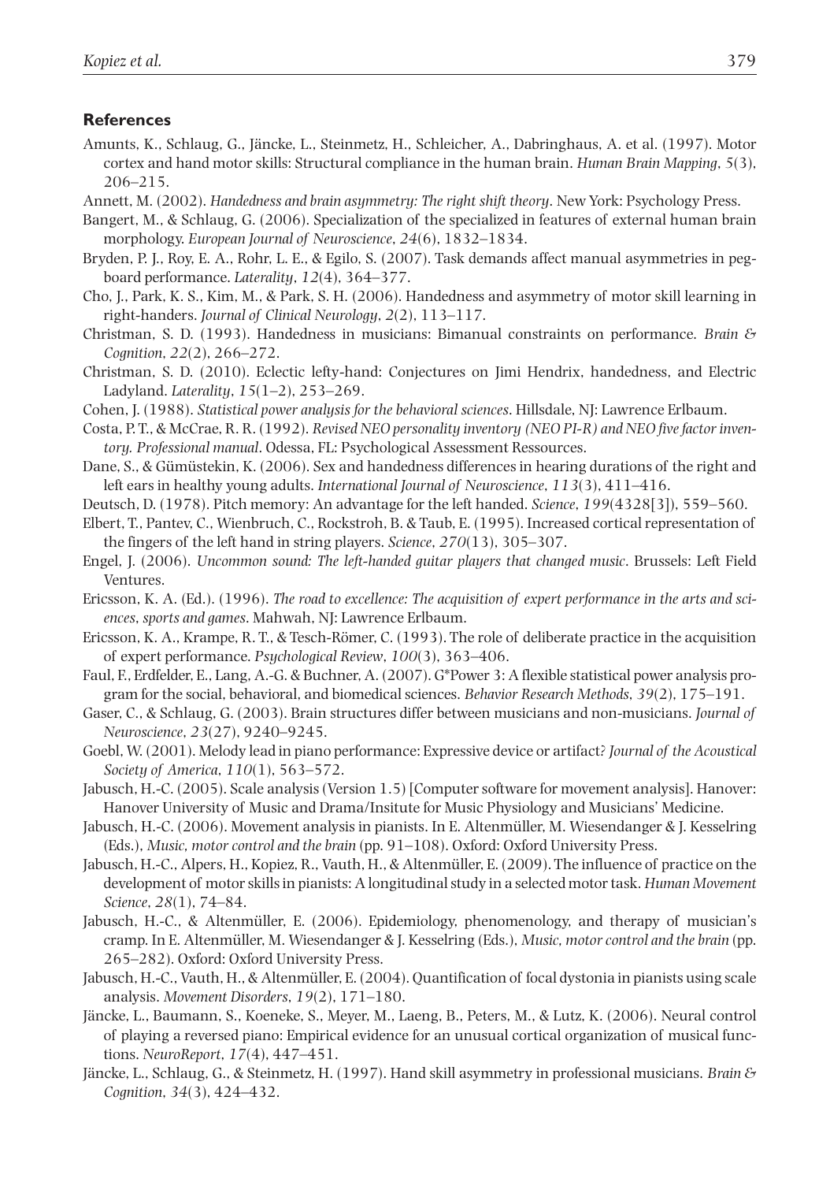## References

Amunts, K., Schlaug, G., Jäncke, L., Steinmetz, H., Schleicher, A., Dabringhaus, A. et al. (1997). Motor cortex and hand motor skills: Structural compliance in the human brain. *Human Brain Mapping*, *5*(3), 206–215.

Annett, M. (2002). *Handedness and brain asymmetry: The right shift theory*. New York: Psychology Press.

Bangert, M., & Schlaug, G. (2006). Specialization of the specialized in features of external human brain morphology. *European Journal of Neuroscience*, *24*(6), 1832–1834.

Bryden, P. J., Roy, E. A., Rohr, L. E., & Egilo, S. (2007). Task demands affect manual asymmetries in pegboard performance. *Laterality*, *12*(4), 364–377.

Cho, J., Park, K. S., Kim, M., & Park, S. H. (2006). Handedness and asymmetry of motor skill learning in right-handers. *Journal of Clinical Neurology*, *2*(2), 113–117.

Christman, S. D. (1993). Handedness in musicians: Bimanual constraints on performance. *Brain & Cognition*, *22*(2), 266–272.

Christman, S. D. (2010). Eclectic lefty-hand: Conjectures on Jimi Hendrix, handedness, and Electric Ladyland. *Laterality*, *15*(1–2), 253–269.

Cohen, J. (1988). *Statistical power analysis for the behavioral sciences*. Hillsdale, NJ: Lawrence Erlbaum.

Costa, P. T., & McCrae, R. R. (1992). *Revised NEO personality inventory (NEO PI-R) and NEO five factor inventory. Professional manual*. Odessa, FL: Psychological Assessment Ressources.

Dane, S., & Gümüstekin, K. (2006). Sex and handedness differences in hearing durations of the right and left ears in healthy young adults. *International Journal of Neuroscience*, *113*(3), 411–416.

Deutsch, D. (1978). Pitch memory: An advantage for the left handed. *Science*, *199*(4328[3]), 559–560.

Elbert, T., Pantev, C., Wienbruch, C., Rockstroh, B. & Taub, E. (1995). Increased cortical representation of the fingers of the left hand in string players. *Science*, *270*(13), 305–307.

Engel, J. (2006). *Uncommon sound: The left-handed guitar players that changed music*. Brussels: Left Field Ventures.

Ericsson, K. A. (Ed.). (1996). *The road to excellence: The acquisition of expert performance in the arts and sciences, sports and games*. Mahwah, NJ: Lawrence Erlbaum.

Ericsson, K. A., Krampe, R. T., & Tesch-Römer, C. (1993). The role of deliberate practice in the acquisition of expert performance. *Psychological Review*, *100*(3), 363–406.

Faul, F., Erdfelder, E., Lang, A.-G. & Buchner, A. (2007). G*Power 3: A flexible statistical power analysis program for the social, behavioral, and biomedical sciences. *Behavior Research Methods*, *39*(2), 175–191.

Gaser, C., & Schlaug, G. (2003). Brain structures differ between musicians and non-musicians. *Journal of Neuroscience*, *23*(27), 9240–9245.

Goebl, W. (2001). Melody lead in piano performance: Expressive device or artifact? *Journal of the Acoustical Society of America*, *110*(1), 563–572.

Jabusch, H.-C. (2005). Scale analysis (Version 1.5) [Computer software for movement analysis]. Hanover: Hanover University of Music and Drama/Insitute for Music Physiology and Musicians' Medicine.

Jabusch, H.-C. (2006). Movement analysis in pianists. In E. Altenmüller, M. Wiesendanger & J. Kesselring (Eds.), *Music, motor control and the brain* (pp. 91–108). Oxford: Oxford University Press.

Jabusch, H.-C., Alpers, H., Kopiez, R., Vauth, H., & Altenmüller, E. (2009). The influence of practice on the development of motor skills in pianists: A longitudinal study in a selected motor task. *Human Movement Science*, *28*(1), 74–84.

Jabusch, H.-C., & Altenmüller, E. (2006). Epidemiology, phenomenology, and therapy of musician's cramp. In E. Altenmüller, M. Wiesendanger & J. Kesselring (Eds.), *Music, motor control and the brain* (pp. 265–282). Oxford: Oxford University Press.

Jabusch, H.-C., Vauth, H., & Altenmüller, E. (2004). Quantification of focal dystonia in pianists using scale analysis. *Movement Disorders*, *19*(2), 171–180.

Jäncke, L., Baumann, S., Koeneke, S., Meyer, M., Laeng, B., Peters, M., & Lutz, K. (2006). Neural control of playing a reversed piano: Empirical evidence for an unusual cortical organization of musical functions. *NeuroReport*, *17*(4), 447–451.

Jäncke, L., Schlaug, G., & Steinmetz, H. (1997). Hand skill asymmetry in professional musicians. *Brain & Cognition*, *34*(3), 424–432.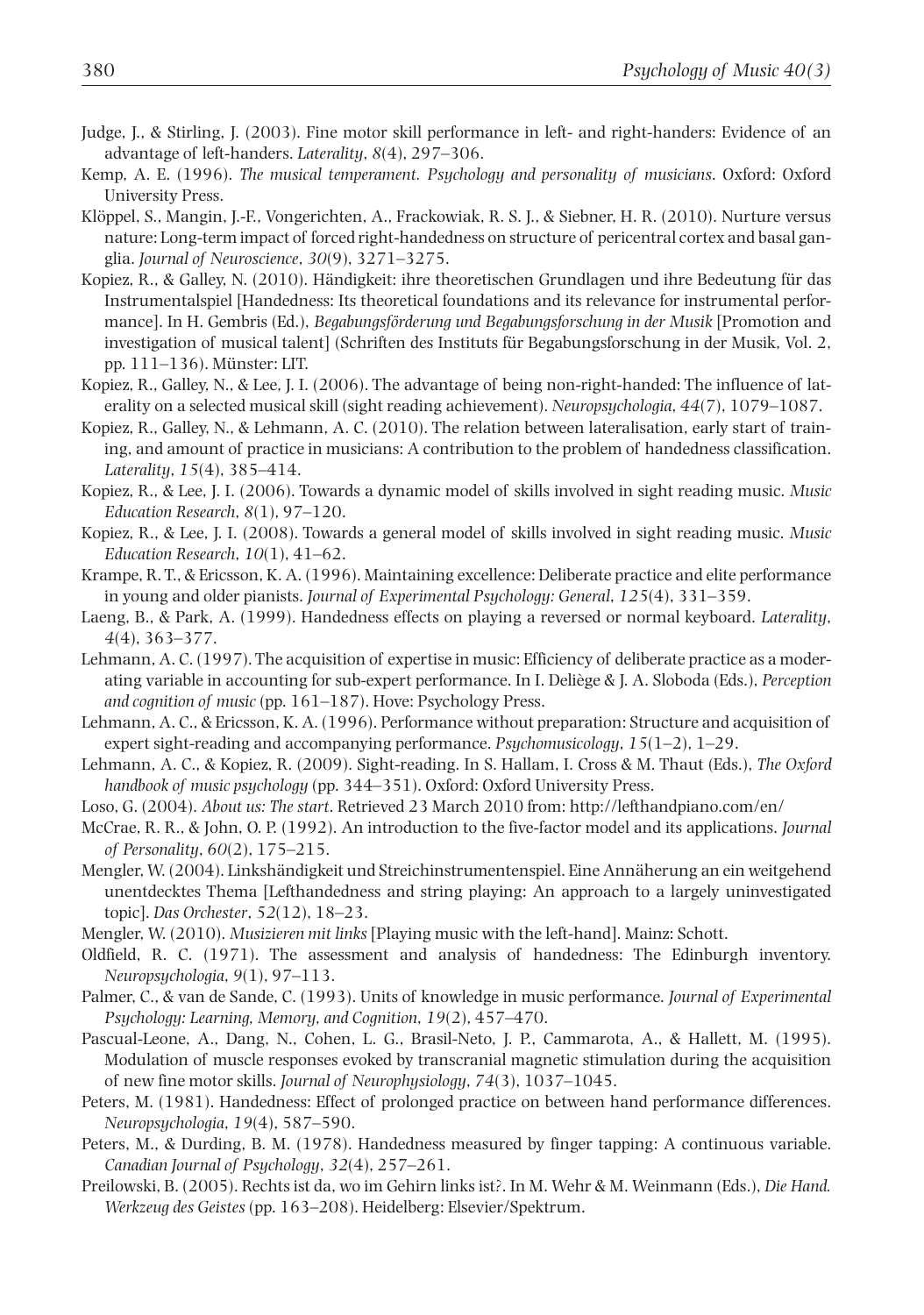Judge, J., & Stirling, J. (2003). Fine motor skill performance in left- and right-handers: Evidence of an advantage of left-handers. *Laterality*, *8*(4), 297–306.

Kemp, A. E. (1996). *The musical temperament. Psychology and personality of musicians*. Oxford: Oxford University Press.

Klöppel, S., Mangin, J.-F., Vongerichten, A., Frackowiak, R. S. J., & Siebner, H. R. (2010). Nurture versus nature: Long-term impact of forced right-handedness on structure of pericentral cortex and basal ganglia. *Journal of Neuroscience*, *30*(9), 3271–3275.

Kopiez, R., & Galley, N. (2010). Händigkeit: ihre theoretischen Grundlagen und ihre Bedeutung für das Instrumentalspiel [Handedness: Its theoretical foundations and its relevance for instrumental performance]. In H. Gembris (Ed.), *Begabungsförderung und Begabungsforschung in der Musik* [Promotion and investigation of musical talent] (Schriften des Instituts für Begabungsforschung in der Musik, Vol. 2, pp. 111–136). Münster: LIT.

Kopiez, R., Galley, N., & Lee, J. I. (2006). The advantage of being non-right-handed: The influence of laterality on a selected musical skill (sight reading achievement). *Neuropsychologia*, *44*(7), 1079–1087.

Kopiez, R., Galley, N., & Lehmann, A. C. (2010). The relation between lateralisation, early start of training, and amount of practice in musicians: A contribution to the problem of handedness classification. *Laterality*, *15*(4), 385–414.

Kopiez, R., & Lee, J. I. (2006). Towards a dynamic model of skills involved in sight reading music. *Music Education Research*, *8*(1), 97–120.

Kopiez, R., & Lee, J. I. (2008). Towards a general model of skills involved in sight reading music. *Music Education Research*, *10*(1), 41–62.

Krampe, R. T., & Ericsson, K. A. (1996). Maintaining excellence: Deliberate practice and elite performance in young and older pianists. *Journal of Experimental Psychology: General*, *125*(4), 331–359.

Laeng, B., & Park, A. (1999). Handedness effects on playing a reversed or normal keyboard. *Laterality*, *4*(4), 363–377.

Lehmann, A. C. (1997). The acquisition of expertise in music: Efficiency of deliberate practice as a moderating variable in accounting for sub-expert performance. In I. Deliège & J. A. Sloboda (Eds.), *Perception and cognition of music* (pp. 161–187). Hove: Psychology Press.

Lehmann, A. C., & Ericsson, K. A. (1996). Performance without preparation: Structure and acquisition of expert sight-reading and accompanying performance. *Psychomusicology*, *15*(1–2), 1–29.

Lehmann, A. C., & Kopiez, R. (2009). Sight-reading. In S. Hallam, I. Cross & M. Thaut (Eds.), *The Oxford handbook of music psychology* (pp. 344–351). Oxford: Oxford University Press.

Loso, G. (2004). *About us: The start*. Retrieved 23 March 2010 from: http://lefthandpiano.com/en/

McCrae, R. R., & John, O. P. (1992). An introduction to the five-factor model and its applications. *Journal of Personality*, *60*(2), 175–215.

Mengler, W. (2004). Linkshändigkeit und Streichinstrumentenspiel. Eine Annäherung an ein weitgehend unentdecktes Thema [Lefthandedness and string playing: An approach to a largely uninvestigated topic]. *Das Orchester*, *52*(12), 18–23.

Mengler, W. (2010). *Musizieren mit links* [Playing music with the left-hand]. Mainz: Schott.

Oldfield, R. C. (1971). The assessment and analysis of handedness: The Edinburgh inventory. *Neuropsychologia*, *9*(1), 97–113.

Palmer, C., & van de Sande, C. (1993). Units of knowledge in music performance. *Journal of Experimental Psychology: Learning, Memory, and Cognition*, *19*(2), 457–470.

Pascual-Leone, A., Dang, N., Cohen, L. G., Brasil-Neto, J. P., Cammarota, A., & Hallett, M. (1995). Modulation of muscle responses evoked by transcranial magnetic stimulation during the acquisition of new fine motor skills. *Journal of Neurophysiology*, *74*(3), 1037–1045.

Peters, M. (1981). Handedness: Effect of prolonged practice on between hand performance differences. *Neuropsychologia*, *19*(4), 587–590.

Peters, M., & Durding, B. M. (1978). Handedness measured by finger tapping: A continuous variable. *Canadian Journal of Psychology*, *32*(4), 257–261.

Preilowski, B. (2005). Rechts ist da, wo im Gehirn links ist?. In M. Wehr & M. Weinmann (Eds.), *Die Hand. Werkzeug des Geistes* (pp. 163–208). Heidelberg: Elsevier/Spektrum.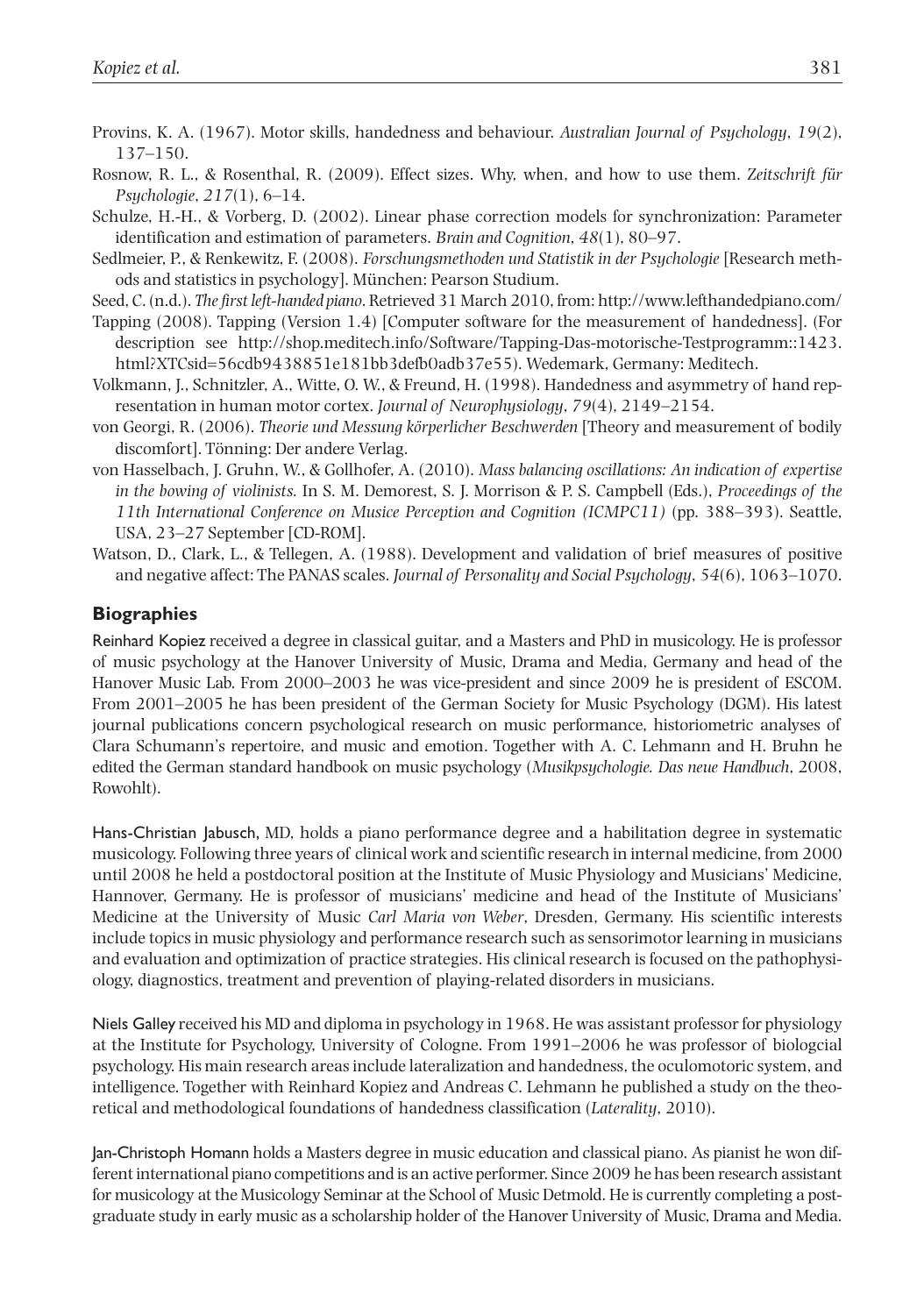Provins, K. A. (1967). Motor skills, handedness and behaviour. *Australian Journal of Psychology*, *19*(2), 137–150.

Rosnow, R. L., & Rosenthal, R. (2009). Effect sizes. Why, when, and how to use them. *Zeitschrift für Psychologie*, *217*(1), 6–14.

Schulze, H.-H., & Vorberg, D. (2002). Linear phase correction models for synchronization: Parameter identification and estimation of parameters. *Brain and Cognition*, *48*(1), 80–97.

Sedlmeier, P., & Renkewitz, F. (2008). *Forschungsmethoden und Statistik in der Psychologie* [Research methods and statistics in psychology]. München: Pearson Studium.

Seed, C. (n.d.). *The first left-handed piano*. Retrieved 31 March 2010, from: http://www.lefthandedpiano.com/

Tapping (2008). Tapping (Version 1.4) [Computer software for the measurement of handedness]. (For description see http://shop.meditech.info/Software/Tapping-Das-motorische-Testprogramm::1423.html?XTCsid=56cdb9438851e181bb3defb0adb37e55). Wedemark, Germany: Meditech.

Volkmann, J., Schnitzler, A., Witte, O. W., & Freund, H. (1998). Handedness and asymmetry of hand representation in human motor cortex. *Journal of Neurophysiology*, *79*(4), 2149–2154.

von Georgi, R. (2006). *Theorie und Messung körperlicher Beschwerden* [Theory and measurement of bodily discomfort]. Tönning: Der andere Verlag.

von Hasselbach, J. Gruhn, W., & Gollhofer, A. (2010). *Mass balancing oscillations: An indication of expertise in the bowing of violinists.* In S. M. Demorest, S. J. Morrison & P. S. Campbell (Eds.), *Proceedings of the 11th International Conference on Musice Perception and Cognition (ICMPC11)* (pp. 388–393). Seattle, USA, 23–27 September [CD-ROM].

Watson, D., Clark, L., & Tellegen, A. (1988). Development and validation of brief measures of positive and negative affect: The PANAS scales. *Journal of Personality and Social Psychology*, *54*(6), 1063–1070.

## Biographies

Reinhard Kopiez received a degree in classical guitar, and a Masters and PhD in musicology. He is professor of music psychology at the Hanover University of Music, Drama and Media, Germany and head of the Hanover Music Lab. From 2000–2003 he was vice-president and since 2009 he is president of ESCOM. From 2001–2005 he has been president of the German Society for Music Psychology (DGM). His latest journal publications concern psychological research on music performance, historiometric analyses of Clara Schumann's repertoire, and music and emotion. Together with A. C. Lehmann and H. Bruhn he edited the German standard handbook on music psychology (*Musikpsychologie. Das neue Handbuch*, 2008, Rowohlt).

Hans-Christian Jabusch, MD, holds a piano performance degree and a habilitation degree in systematic musicology. Following three years of clinical work and scientific research in internal medicine, from 2000 until 2008 he held a postdoctoral position at the Institute of Music Physiology and Musicians' Medicine, Hannover, Germany. He is professor of musicians' medicine and head of the Institute of Musicians' Medicine at the University of Music *Carl Maria von Weber*, Dresden, Germany. His scientific interests include topics in music physiology and performance research such as sensorimotor learning in musicians and evaluation and optimization of practice strategies. His clinical research is focused on the pathophysiology, diagnostics, treatment and prevention of playing-related disorders in musicians.

Niels Galley received his MD and diploma in psychology in 1968. He was assistant professor for physiology at the Institute for Psychology, University of Cologne. From 1991–2006 he was professor of biologcial psychology. His main research areas include lateralization and handedness, the oculomotoric system, and intelligence. Together with Reinhard Kopiez and Andreas C. Lehmann he published a study on the theoretical and methodological foundations of handedness classification (*Laterality*, 2010).

Jan-Christoph Homann holds a Masters degree in music education and classical piano. As pianist he won different international piano competitions and is an active performer. Since 2009 he has been research assistant for musicology at the Musicology Seminar at the School of Music Detmold. He is currently completing a postgraduate study in early music as a scholarship holder of the Hanover University of Music, Drama and Media.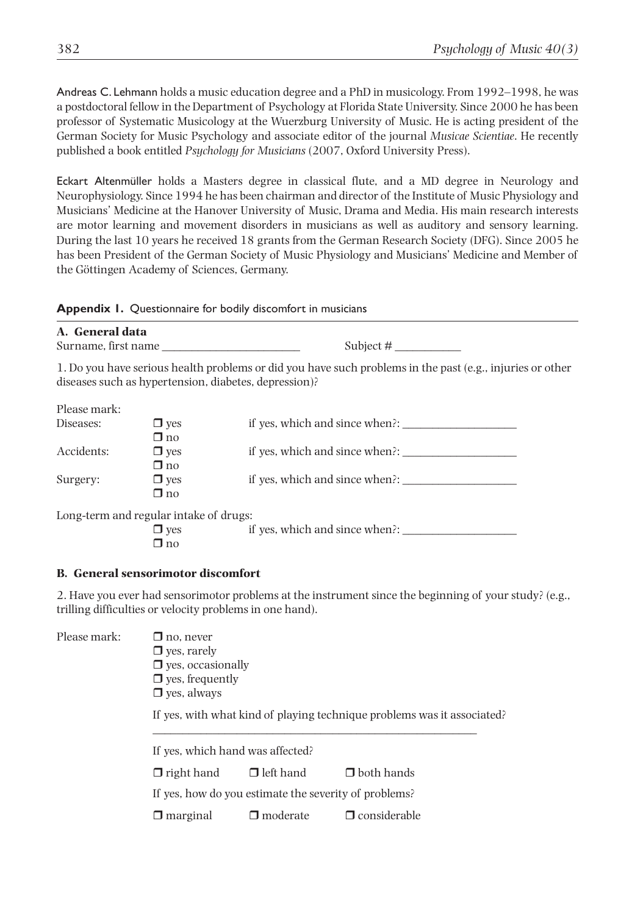Andreas C. Lehmann holds a music education degree and a PhD in musicology. From 1992–1998, he was a postdoctoral fellow in the Department of Psychology at Florida State University. Since 2000 he has been professor of Systematic Musicology at the Wuerzburg University of Music. He is acting president of the German Society for Music Psychology and associate editor of the journal *Musicae Scientiae*. He recently published a book entitled *Psychology for Musicians* (2007, Oxford University Press).

Eckart Altenmüller holds a Masters degree in classical flute, and a MD degree in Neurology and Neurophysiology. Since 1994 he has been chairman and director of the Institute of Music Physiology and Musicians' Medicine at the Hanover University of Music, Drama and Media. His main research interests are motor learning and movement disorders in musicians as well as auditory and sensory learning. During the last 10 years he received 18 grants from the German Research Society (DFG). Since 2005 he has been President of the German Society of Music Physiology and Musicians' Medicine and Member of the Göttingen Academy of Sciences, Germany.

**Appendix 1.** Questionnaire for bodily discomfort in musicians

## A. General data

Surname, first name ______________________ Subject # __________

1. Do you have serious health problems or did you have such problems in the past (e.g., injuries or other diseases such as hypertension, diabetes, depression)?

Please mark:

Diseases: ❒ yes ❒ no — if yes, which and since when?: __________________

Accidents: ❒ yes ❒ no — if yes, which and since when?: __________________

Surgery: ❒ yes ❒ no — if yes, which and since when?: __________________

Long-term and regular intake of drugs:

❒ yes ❒ no — if yes, which and since when?: __________________

## B. General sensorimotor discomfort

2. Have you ever had sensorimotor problems at the instrument since the beginning of your study? (e.g., trilling difficulties or velocity problems in one hand).

Please mark:

- ❒ no, never
- ❒ yes, rarely
- ❒ yes, occasionally
- ❒ yes, frequently
- ❒ yes, always

If yes, with what kind of playing technique problems was it associated?

________________________________________________________

If yes, which hand was affected?

❒ right hand ❒ left hand ❒ both hands

If yes, how do you estimate the severity of problems?

❒ marginal ❒ moderate ❒ considerable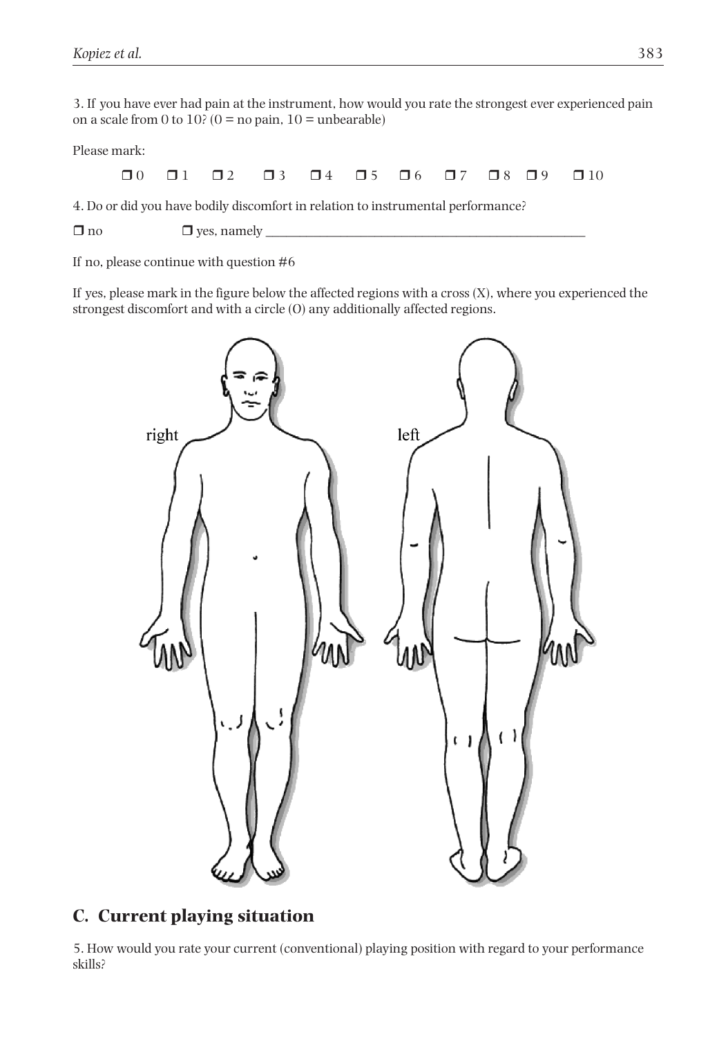3. If you have ever had pain at the instrument, how would you rate the strongest ever experienced pain on a scale from 0 to 10? (0 = no pain, 10 = unbearable)

Please mark:

❒ 0 ❒ 1 ❒ 2 ❒ 3 ❒ 4 ❒ 5 ❒ 6 ❒ 7 ❒ 8 ❒ 9 ❒ 10

4. Do or did you have bodily discomfort in relation to instrumental performance?

❒ no ❒ yes, namely ______________________________________________

If no, please continue with question #6

If yes, please mark in the figure below the affected regions with a cross (X), where you experienced the strongest discomfort and with a circle (O) any additionally affected regions.

right left

## C. Current playing situation

5. How would you rate your current (conventional) playing position with regard to your performance skills?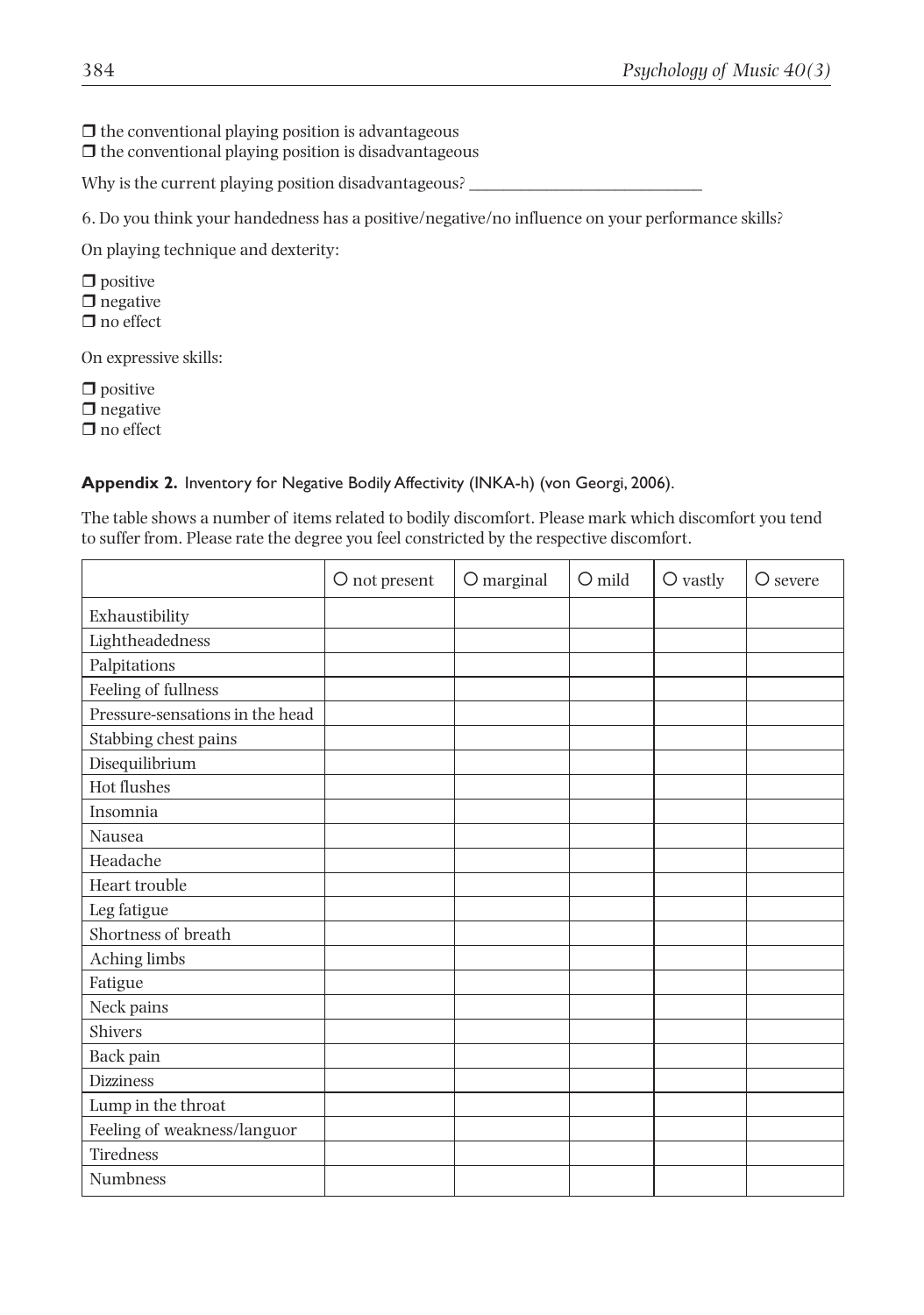❒ the conventional playing position is advantageous
❒ the conventional playing position is disadvantageous

Why is the current playing position disadvantageous? ____________________________

6. Do you think your handedness has a positive/negative/no influence on your performance skills?

On playing technique and dexterity:

❒ positive
❒ negative
❒ no effect

On expressive skills:

❒ positive
❒ negative
❒ no effect

**Appendix 2.** Inventory for Negative Bodily Affectivity (INKA-h) (von Georgi, 2006).

The table shows a number of items related to bodily discomfort. Please mark which discomfort you tend to suffer from. Please rate the degree you feel constricted by the respective discomfort.

| | O not present | O marginal | O mild | O vastly | O severe |
|---|---|---|---|---|---|
| Exhaustibility | | | | | |
| Lightheadedness | | | | | |
| Palpitations | | | | | |
| Feeling of fullness | | | | | |
| Pressure-sensations in the head | | | | | |
| Stabbing chest pains | | | | | |
| Disequilibrium | | | | | |
| Hot flushes | | | | | |
| Insomnia | | | | | |
| Nausea | | | | | |
| Headache | | | | | |
| Heart trouble | | | | | |
| Leg fatigue | | | | | |
| Shortness of breath | | | | | |
| Aching limbs | | | | | |
| Fatigue | | | | | |
| Neck pains | | | | | |
| Shivers | | | | | |
| Back pain | | | | | |
| Dizziness | | | | | |
| Lump in the throat | | | | | |
| Feeling of weakness/languor | | | | | |
| Tiredness | | | | | |
| Numbness | | | | | |